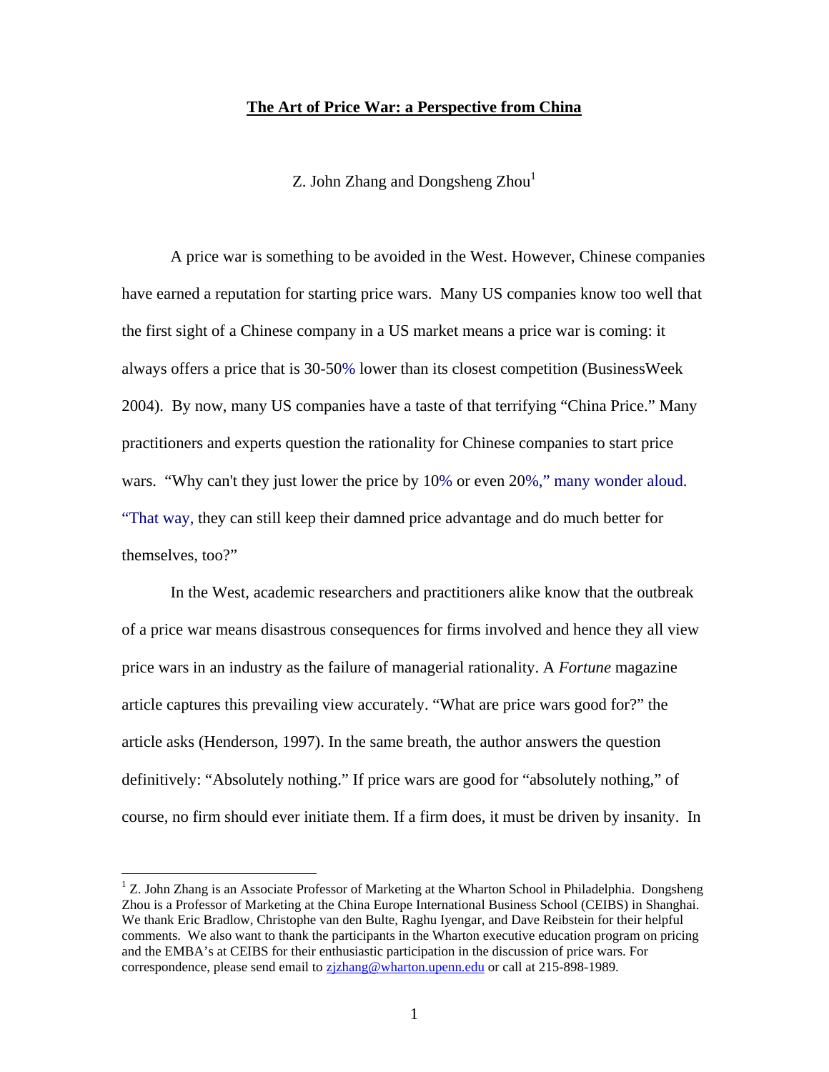# The Art of Price War: a Perspective from China

Z. John Zhang and Dongsheng Zhou[1]

A price war is something to be avoided in the West. However, Chinese companies have earned a reputation for starting price wars. Many US companies know too well that the first sight of a Chinese company in a US market means a price war is coming: it always offers a price that is 30-50% lower than its closest competition (BusinessWeek 2004). By now, many US companies have a taste of that terrifying "China Price." Many practitioners and experts question the rationality for Chinese companies to start price wars. "Why can't they just lower the price by 10% or even 20%," many wonder aloud. "That way, they can still keep their damned price advantage and do much better for themselves, too?"

In the West, academic researchers and practitioners alike know that the outbreak of a price war means disastrous consequences for firms involved and hence they all view price wars in an industry as the failure of managerial rationality. A *Fortune* magazine article captures this prevailing view accurately. "What are price wars good for?" the article asks (Henderson, 1997). In the same breath, the author answers the question definitively: "Absolutely nothing." If price wars are good for "absolutely nothing," of course, no firm should ever initiate them. If a firm does, it must be driven by insanity. In

[1] Z. John Zhang is an Associate Professor of Marketing at the Wharton School in Philadelphia. Dongsheng Zhou is a Professor of Marketing at the China Europe International Business School (CEIBS) in Shanghai. We thank Eric Bradlow, Christophe van den Bulte, Raghu Iyengar, and Dave Reibstein for their helpful comments. We also want to thank the participants in the Wharton executive education program on pricing and the EMBA's at CEIBS for their enthusiastic participation in the discussion of price wars. For correspondence, please send email to zjzhang@wharton.upenn.edu or call at 215-898-1989.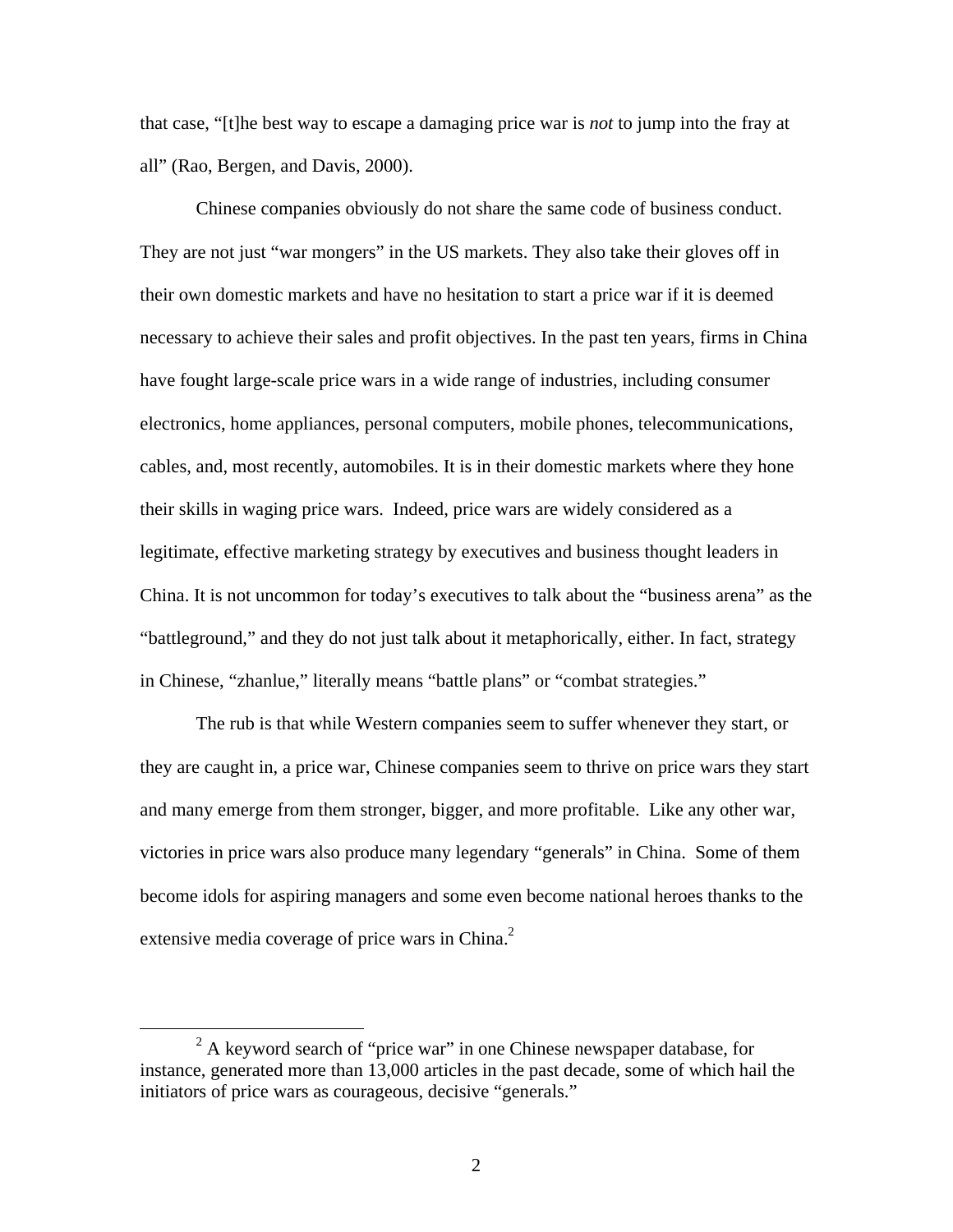that case, "[t]he best way to escape a damaging price war is *not* to jump into the fray at all" (Rao, Bergen, and Davis, 2000).

Chinese companies obviously do not share the same code of business conduct. They are not just "war mongers" in the US markets. They also take their gloves off in their own domestic markets and have no hesitation to start a price war if it is deemed necessary to achieve their sales and profit objectives. In the past ten years, firms in China have fought large-scale price wars in a wide range of industries, including consumer electronics, home appliances, personal computers, mobile phones, telecommunications, cables, and, most recently, automobiles. It is in their domestic markets where they hone their skills in waging price wars. Indeed, price wars are widely considered as a legitimate, effective marketing strategy by executives and business thought leaders in China. It is not uncommon for today's executives to talk about the "business arena" as the "battleground," and they do not just talk about it metaphorically, either. In fact, strategy in Chinese, "zhanlue," literally means "battle plans" or "combat strategies."

The rub is that while Western companies seem to suffer whenever they start, or they are caught in, a price war, Chinese companies seem to thrive on price wars they start and many emerge from them stronger, bigger, and more profitable. Like any other war, victories in price wars also produce many legendary "generals" in China. Some of them become idols for aspiring managers and some even become national heroes thanks to the extensive media coverage of price wars in China.[2]

[2] A keyword search of "price war" in one Chinese newspaper database, for instance, generated more than 13,000 articles in the past decade, some of which hail the initiators of price wars as courageous, decisive "generals."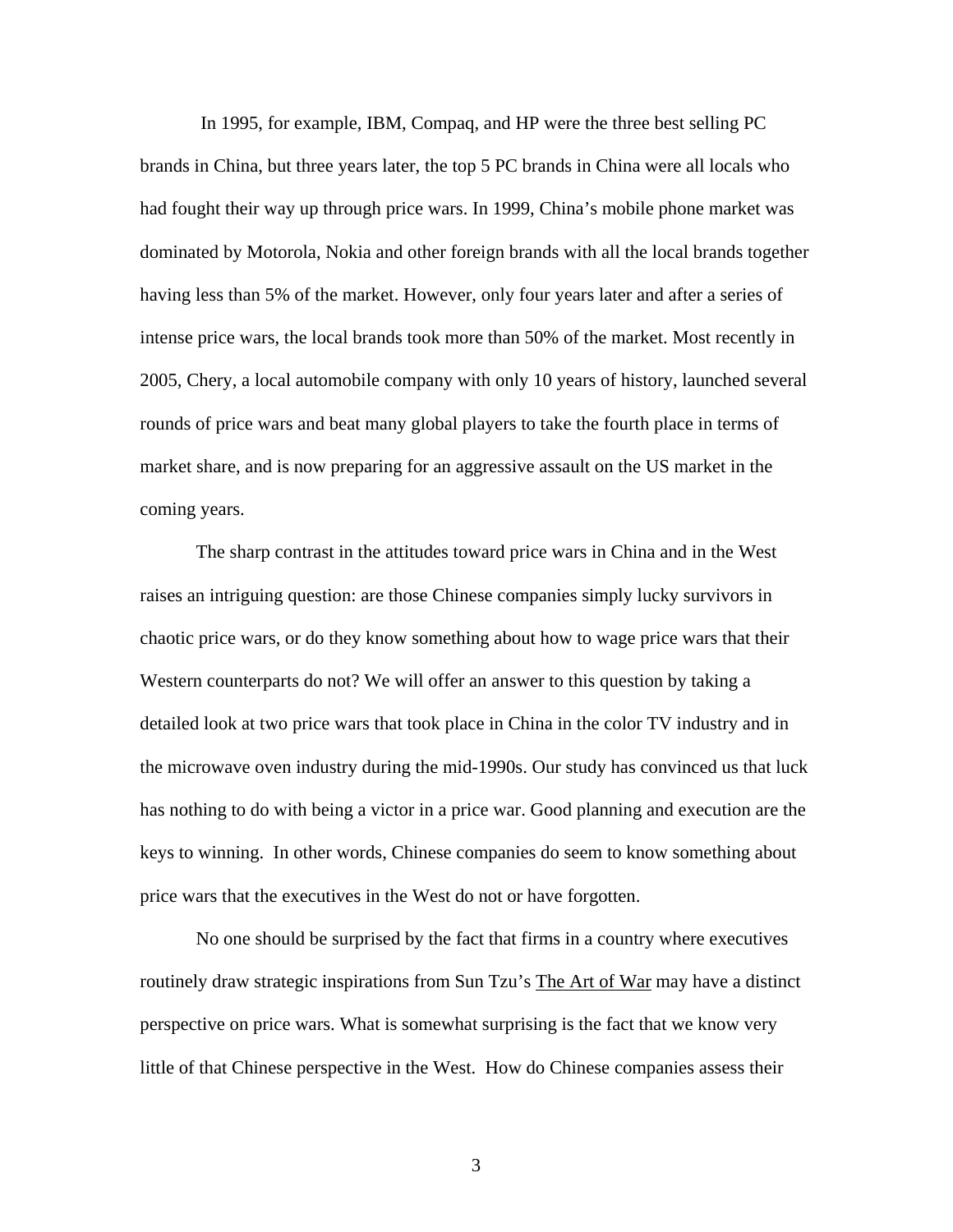In 1995, for example, IBM, Compaq, and HP were the three best selling PC brands in China, but three years later, the top 5 PC brands in China were all locals who had fought their way up through price wars. In 1999, China's mobile phone market was dominated by Motorola, Nokia and other foreign brands with all the local brands together having less than 5% of the market. However, only four years later and after a series of intense price wars, the local brands took more than 50% of the market. Most recently in 2005, Chery, a local automobile company with only 10 years of history, launched several rounds of price wars and beat many global players to take the fourth place in terms of market share, and is now preparing for an aggressive assault on the US market in the coming years.

The sharp contrast in the attitudes toward price wars in China and in the West raises an intriguing question: are those Chinese companies simply lucky survivors in chaotic price wars, or do they know something about how to wage price wars that their Western counterparts do not? We will offer an answer to this question by taking a detailed look at two price wars that took place in China in the color TV industry and in the microwave oven industry during the mid-1990s. Our study has convinced us that luck has nothing to do with being a victor in a price war. Good planning and execution are the keys to winning. In other words, Chinese companies do seem to know something about price wars that the executives in the West do not or have forgotten.

No one should be surprised by the fact that firms in a country where executives routinely draw strategic inspirations from Sun Tzu's The Art of War may have a distinct perspective on price wars. What is somewhat surprising is the fact that we know very little of that Chinese perspective in the West. How do Chinese companies assess their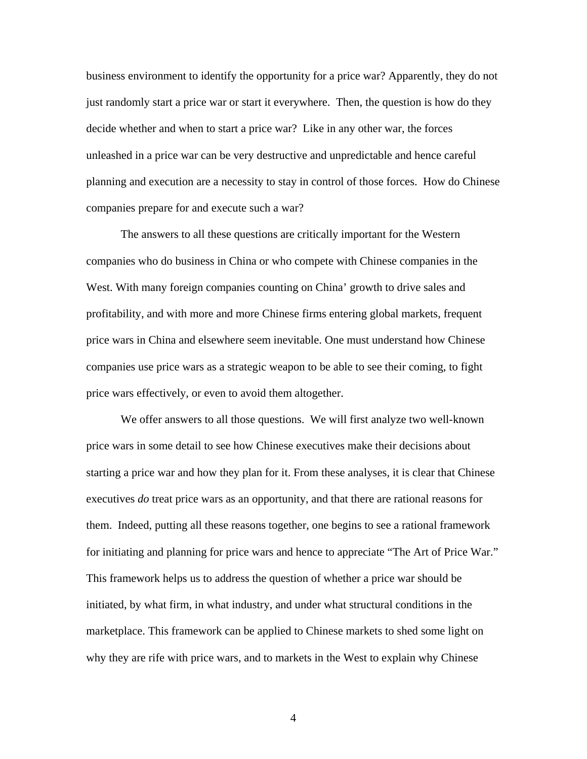business environment to identify the opportunity for a price war? Apparently, they do not just randomly start a price war or start it everywhere. Then, the question is how do they decide whether and when to start a price war? Like in any other war, the forces unleashed in a price war can be very destructive and unpredictable and hence careful planning and execution are a necessity to stay in control of those forces. How do Chinese companies prepare for and execute such a war?

The answers to all these questions are critically important for the Western companies who do business in China or who compete with Chinese companies in the West. With many foreign companies counting on China' growth to drive sales and profitability, and with more and more Chinese firms entering global markets, frequent price wars in China and elsewhere seem inevitable. One must understand how Chinese companies use price wars as a strategic weapon to be able to see their coming, to fight price wars effectively, or even to avoid them altogether.

We offer answers to all those questions. We will first analyze two well-known price wars in some detail to see how Chinese executives make their decisions about starting a price war and how they plan for it. From these analyses, it is clear that Chinese executives *do* treat price wars as an opportunity, and that there are rational reasons for them. Indeed, putting all these reasons together, one begins to see a rational framework for initiating and planning for price wars and hence to appreciate "The Art of Price War." This framework helps us to address the question of whether a price war should be initiated, by what firm, in what industry, and under what structural conditions in the marketplace. This framework can be applied to Chinese markets to shed some light on why they are rife with price wars, and to markets in the West to explain why Chinese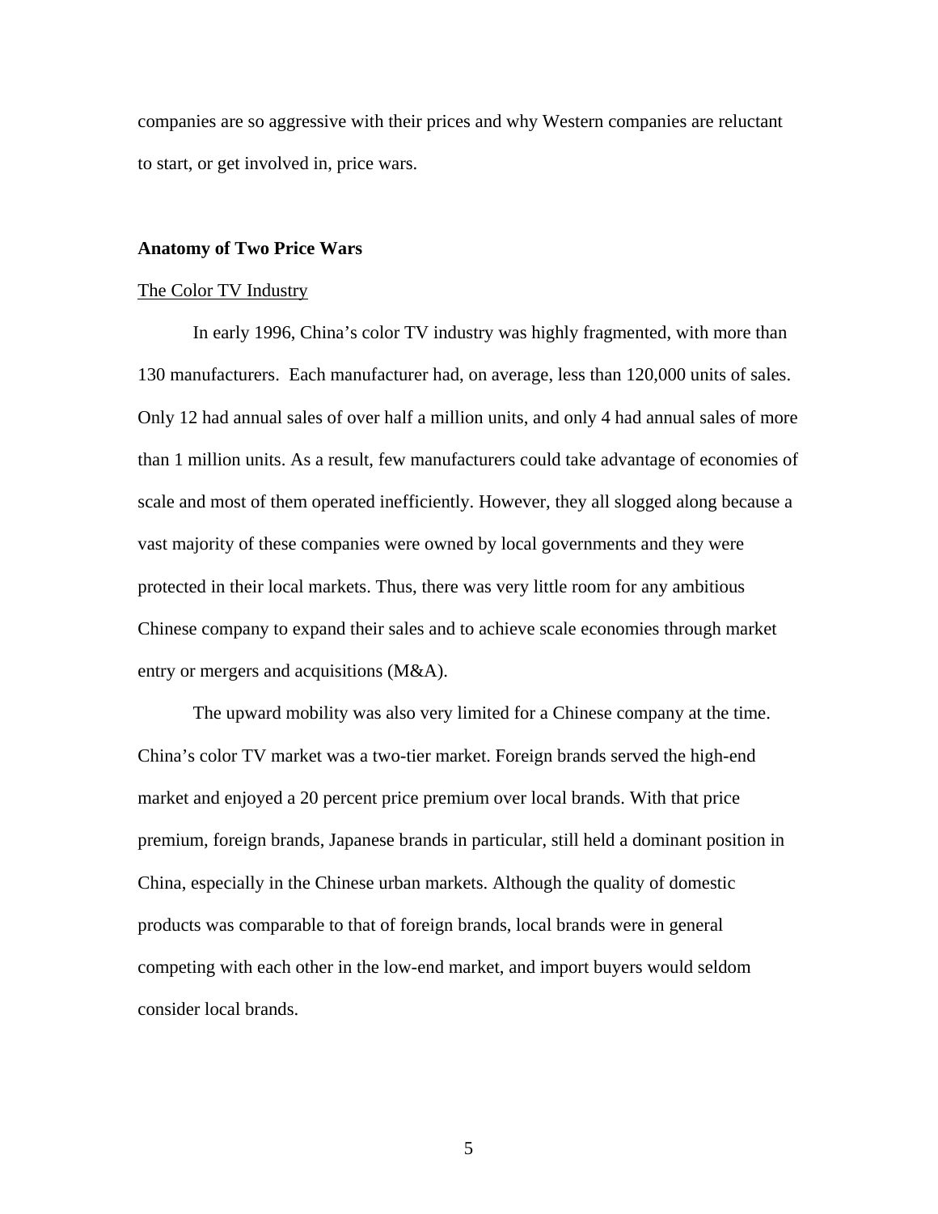companies are so aggressive with their prices and why Western companies are reluctant to start, or get involved in, price wars.

## Anatomy of Two Price Wars

### The Color TV Industry

In early 1996, China's color TV industry was highly fragmented, with more than 130 manufacturers. Each manufacturer had, on average, less than 120,000 units of sales. Only 12 had annual sales of over half a million units, and only 4 had annual sales of more than 1 million units. As a result, few manufacturers could take advantage of economies of scale and most of them operated inefficiently. However, they all slogged along because a vast majority of these companies were owned by local governments and they were protected in their local markets. Thus, there was very little room for any ambitious Chinese company to expand their sales and to achieve scale economies through market entry or mergers and acquisitions (M&A).

The upward mobility was also very limited for a Chinese company at the time. China's color TV market was a two-tier market. Foreign brands served the high-end market and enjoyed a 20 percent price premium over local brands. With that price premium, foreign brands, Japanese brands in particular, still held a dominant position in China, especially in the Chinese urban markets. Although the quality of domestic products was comparable to that of foreign brands, local brands were in general competing with each other in the low-end market, and import buyers would seldom consider local brands.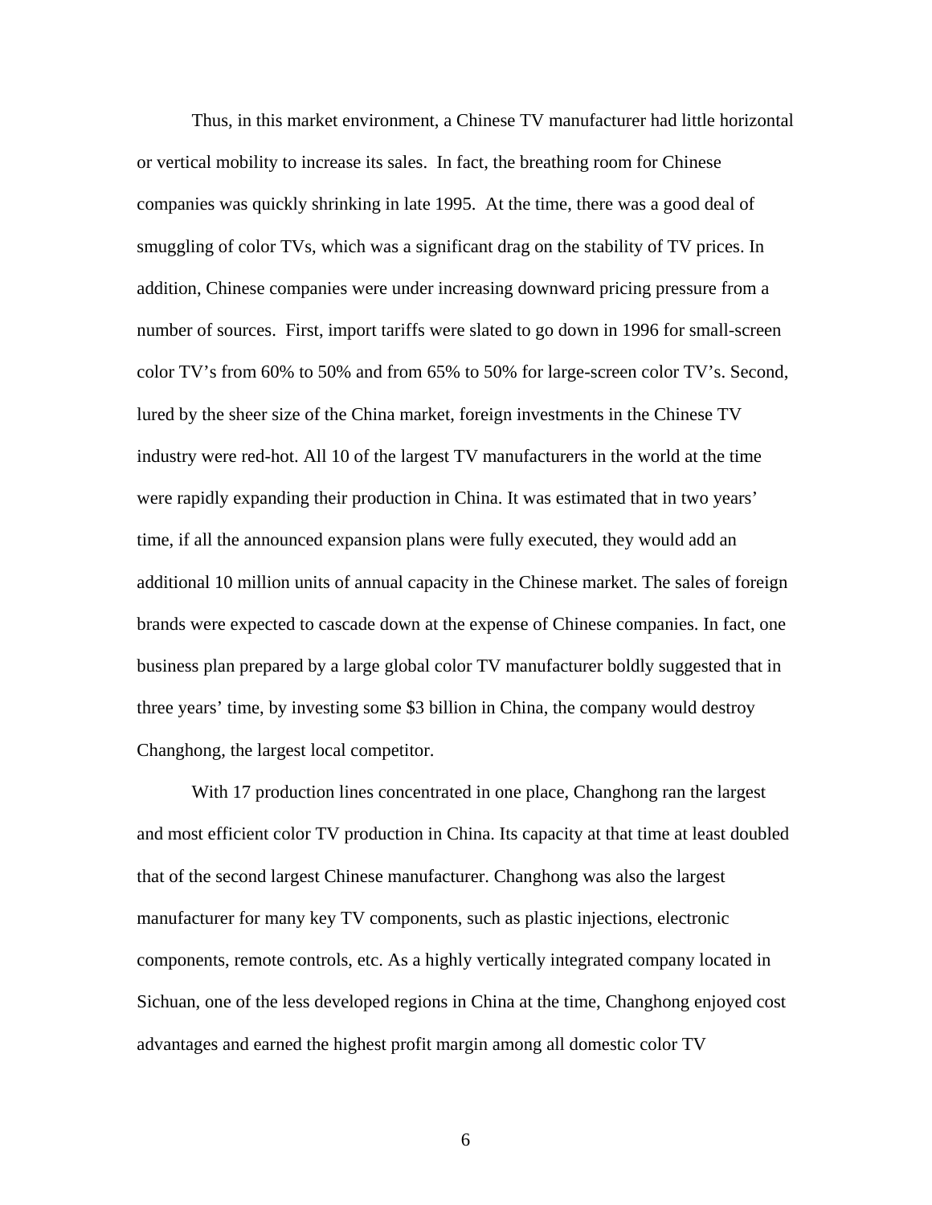Thus, in this market environment, a Chinese TV manufacturer had little horizontal or vertical mobility to increase its sales. In fact, the breathing room for Chinese companies was quickly shrinking in late 1995. At the time, there was a good deal of smuggling of color TVs, which was a significant drag on the stability of TV prices. In addition, Chinese companies were under increasing downward pricing pressure from a number of sources. First, import tariffs were slated to go down in 1996 for small-screen color TV's from 60% to 50% and from 65% to 50% for large-screen color TV's. Second, lured by the sheer size of the China market, foreign investments in the Chinese TV industry were red-hot. All 10 of the largest TV manufacturers in the world at the time were rapidly expanding their production in China. It was estimated that in two years' time, if all the announced expansion plans were fully executed, they would add an additional 10 million units of annual capacity in the Chinese market. The sales of foreign brands were expected to cascade down at the expense of Chinese companies. In fact, one business plan prepared by a large global color TV manufacturer boldly suggested that in three years' time, by investing some $3 billion in China, the company would destroy Changhong, the largest local competitor.

With 17 production lines concentrated in one place, Changhong ran the largest and most efficient color TV production in China. Its capacity at that time at least doubled that of the second largest Chinese manufacturer. Changhong was also the largest manufacturer for many key TV components, such as plastic injections, electronic components, remote controls, etc. As a highly vertically integrated company located in Sichuan, one of the less developed regions in China at the time, Changhong enjoyed cost advantages and earned the highest profit margin among all domestic color TV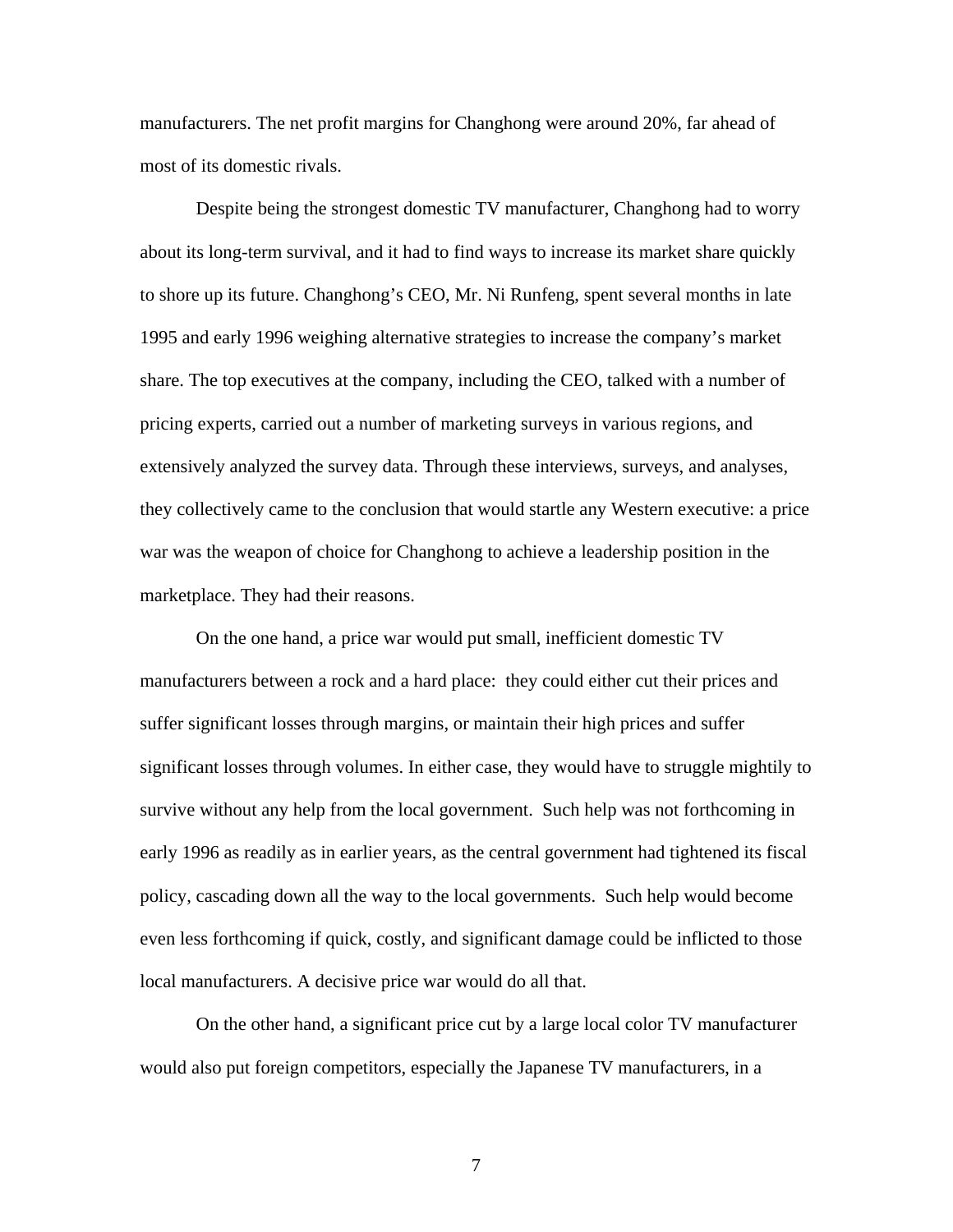manufacturers. The net profit margins for Changhong were around 20%, far ahead of most of its domestic rivals.

Despite being the strongest domestic TV manufacturer, Changhong had to worry about its long-term survival, and it had to find ways to increase its market share quickly to shore up its future. Changhong's CEO, Mr. Ni Runfeng, spent several months in late 1995 and early 1996 weighing alternative strategies to increase the company's market share. The top executives at the company, including the CEO, talked with a number of pricing experts, carried out a number of marketing surveys in various regions, and extensively analyzed the survey data. Through these interviews, surveys, and analyses, they collectively came to the conclusion that would startle any Western executive: a price war was the weapon of choice for Changhong to achieve a leadership position in the marketplace. They had their reasons.

On the one hand, a price war would put small, inefficient domestic TV manufacturers between a rock and a hard place: they could either cut their prices and suffer significant losses through margins, or maintain their high prices and suffer significant losses through volumes. In either case, they would have to struggle mightily to survive without any help from the local government. Such help was not forthcoming in early 1996 as readily as in earlier years, as the central government had tightened its fiscal policy, cascading down all the way to the local governments. Such help would become even less forthcoming if quick, costly, and significant damage could be inflicted to those local manufacturers. A decisive price war would do all that.

On the other hand, a significant price cut by a large local color TV manufacturer would also put foreign competitors, especially the Japanese TV manufacturers, in a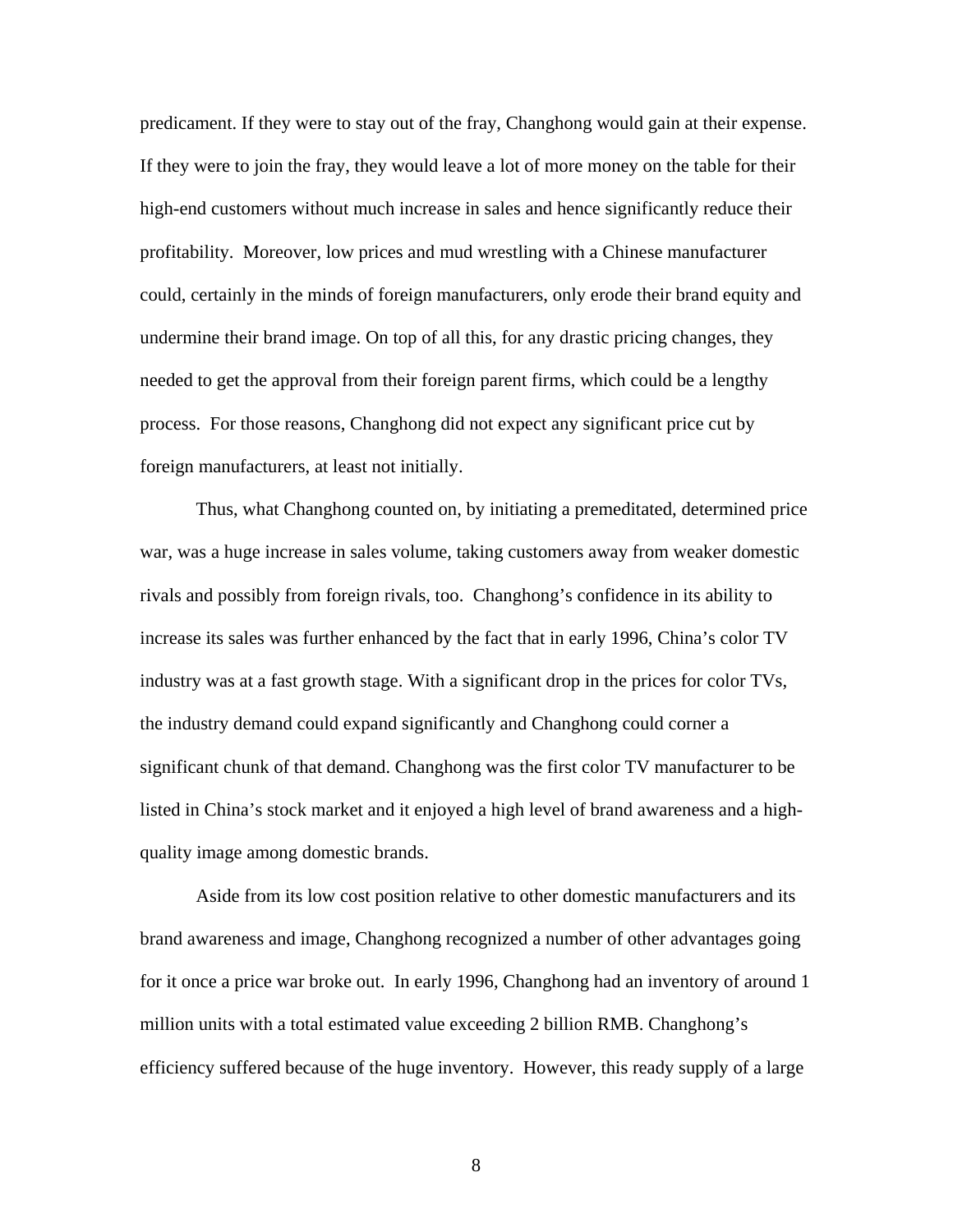predicament. If they were to stay out of the fray, Changhong would gain at their expense. If they were to join the fray, they would leave a lot of more money on the table for their high-end customers without much increase in sales and hence significantly reduce their profitability. Moreover, low prices and mud wrestling with a Chinese manufacturer could, certainly in the minds of foreign manufacturers, only erode their brand equity and undermine their brand image. On top of all this, for any drastic pricing changes, they needed to get the approval from their foreign parent firms, which could be a lengthy process. For those reasons, Changhong did not expect any significant price cut by foreign manufacturers, at least not initially.

Thus, what Changhong counted on, by initiating a premeditated, determined price war, was a huge increase in sales volume, taking customers away from weaker domestic rivals and possibly from foreign rivals, too. Changhong's confidence in its ability to increase its sales was further enhanced by the fact that in early 1996, China's color TV industry was at a fast growth stage. With a significant drop in the prices for color TVs, the industry demand could expand significantly and Changhong could corner a significant chunk of that demand. Changhong was the first color TV manufacturer to be listed in China's stock market and it enjoyed a high level of brand awareness and a high-quality image among domestic brands.

Aside from its low cost position relative to other domestic manufacturers and its brand awareness and image, Changhong recognized a number of other advantages going for it once a price war broke out. In early 1996, Changhong had an inventory of around 1 million units with a total estimated value exceeding 2 billion RMB. Changhong's efficiency suffered because of the huge inventory. However, this ready supply of a large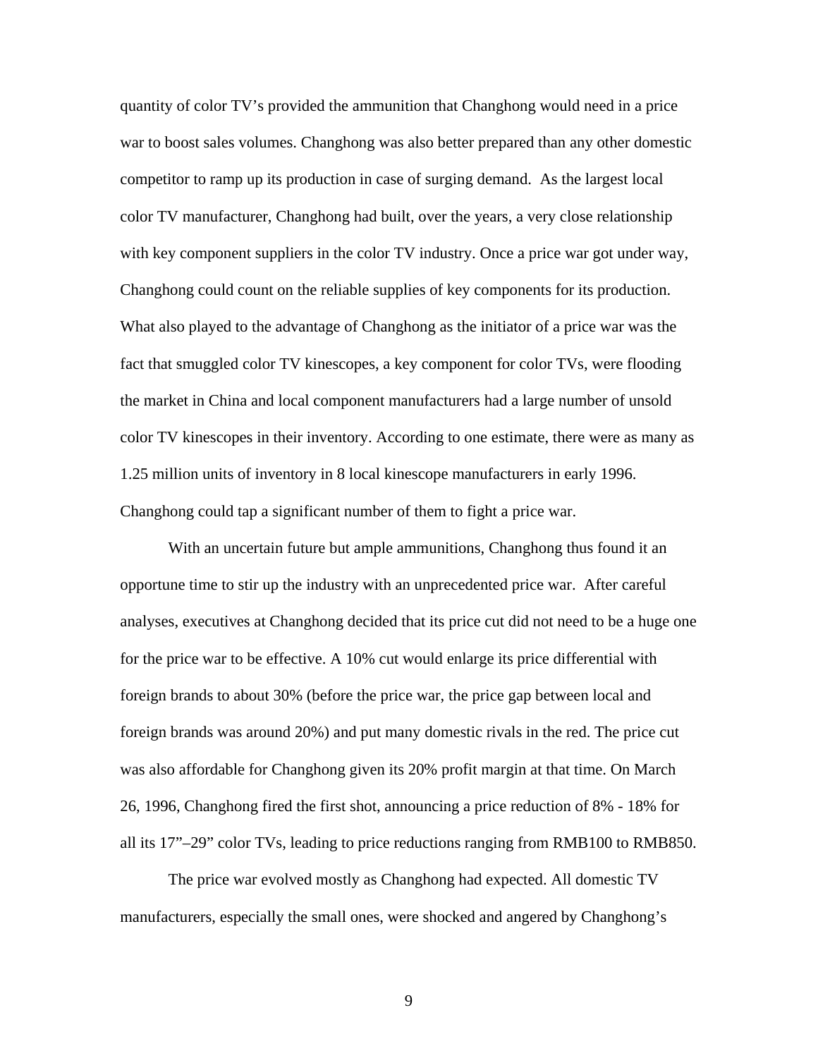quantity of color TV's provided the ammunition that Changhong would need in a price war to boost sales volumes. Changhong was also better prepared than any other domestic competitor to ramp up its production in case of surging demand. As the largest local color TV manufacturer, Changhong had built, over the years, a very close relationship with key component suppliers in the color TV industry. Once a price war got under way, Changhong could count on the reliable supplies of key components for its production. What also played to the advantage of Changhong as the initiator of a price war was the fact that smuggled color TV kinescopes, a key component for color TVs, were flooding the market in China and local component manufacturers had a large number of unsold color TV kinescopes in their inventory. According to one estimate, there were as many as 1.25 million units of inventory in 8 local kinescope manufacturers in early 1996. Changhong could tap a significant number of them to fight a price war.

With an uncertain future but ample ammunitions, Changhong thus found it an opportune time to stir up the industry with an unprecedented price war. After careful analyses, executives at Changhong decided that its price cut did not need to be a huge one for the price war to be effective. A 10% cut would enlarge its price differential with foreign brands to about 30% (before the price war, the price gap between local and foreign brands was around 20%) and put many domestic rivals in the red. The price cut was also affordable for Changhong given its 20% profit margin at that time. On March 26, 1996, Changhong fired the first shot, announcing a price reduction of 8% - 18% for all its 17"–29" color TVs, leading to price reductions ranging from RMB100 to RMB850.

The price war evolved mostly as Changhong had expected. All domestic TV manufacturers, especially the small ones, were shocked and angered by Changhong's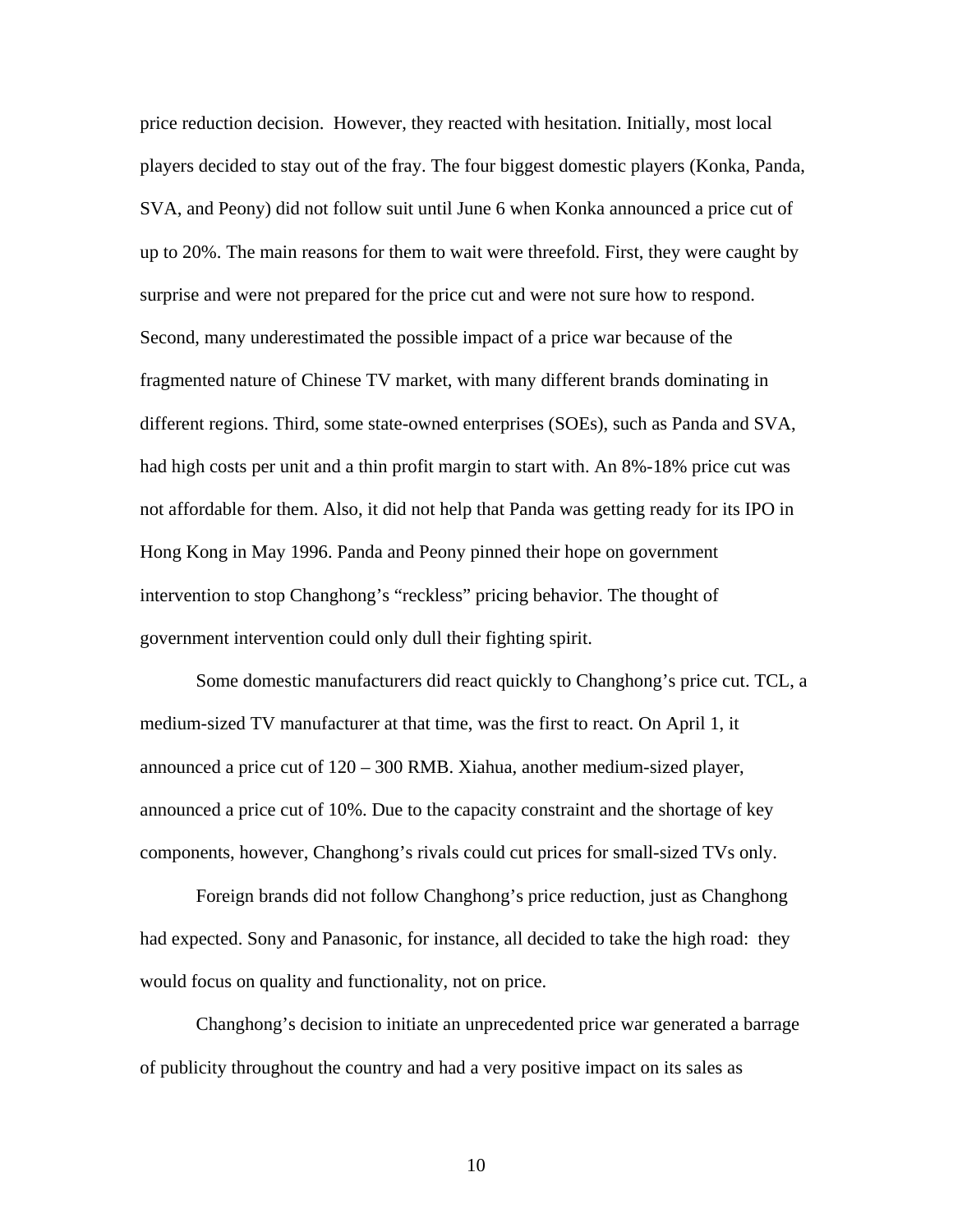price reduction decision. However, they reacted with hesitation. Initially, most local players decided to stay out of the fray. The four biggest domestic players (Konka, Panda, SVA, and Peony) did not follow suit until June 6 when Konka announced a price cut of up to 20%. The main reasons for them to wait were threefold. First, they were caught by surprise and were not prepared for the price cut and were not sure how to respond. Second, many underestimated the possible impact of a price war because of the fragmented nature of Chinese TV market, with many different brands dominating in different regions. Third, some state-owned enterprises (SOEs), such as Panda and SVA, had high costs per unit and a thin profit margin to start with. An 8%-18% price cut was not affordable for them. Also, it did not help that Panda was getting ready for its IPO in Hong Kong in May 1996. Panda and Peony pinned their hope on government intervention to stop Changhong's "reckless" pricing behavior. The thought of government intervention could only dull their fighting spirit.

Some domestic manufacturers did react quickly to Changhong's price cut. TCL, a medium-sized TV manufacturer at that time, was the first to react. On April 1, it announced a price cut of 120 – 300 RMB. Xiahua, another medium-sized player, announced a price cut of 10%. Due to the capacity constraint and the shortage of key components, however, Changhong's rivals could cut prices for small-sized TVs only.

Foreign brands did not follow Changhong's price reduction, just as Changhong had expected. Sony and Panasonic, for instance, all decided to take the high road: they would focus on quality and functionality, not on price.

Changhong's decision to initiate an unprecedented price war generated a barrage of publicity throughout the country and had a very positive impact on its sales as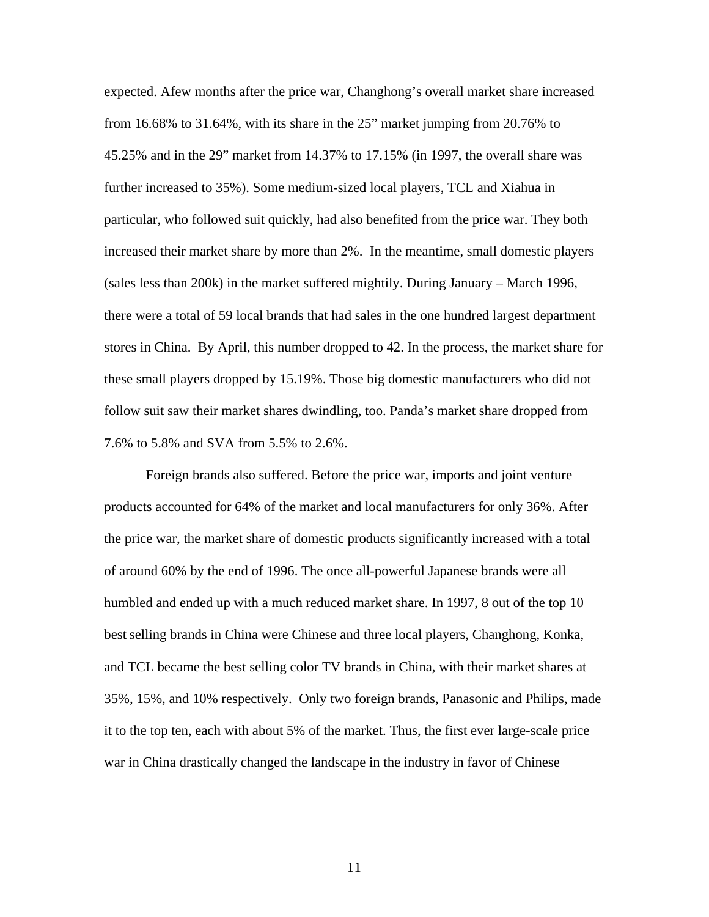expected. Afew months after the price war, Changhong's overall market share increased from 16.68% to 31.64%, with its share in the 25" market jumping from 20.76% to 45.25% and in the 29" market from 14.37% to 17.15% (in 1997, the overall share was further increased to 35%). Some medium-sized local players, TCL and Xiahua in particular, who followed suit quickly, had also benefited from the price war. They both increased their market share by more than 2%. In the meantime, small domestic players (sales less than 200k) in the market suffered mightily. During January – March 1996, there were a total of 59 local brands that had sales in the one hundred largest department stores in China. By April, this number dropped to 42. In the process, the market share for these small players dropped by 15.19%. Those big domestic manufacturers who did not follow suit saw their market shares dwindling, too. Panda's market share dropped from 7.6% to 5.8% and SVA from 5.5% to 2.6%.

Foreign brands also suffered. Before the price war, imports and joint venture products accounted for 64% of the market and local manufacturers for only 36%. After the price war, the market share of domestic products significantly increased with a total of around 60% by the end of 1996. The once all-powerful Japanese brands were all humbled and ended up with a much reduced market share. In 1997, 8 out of the top 10 best selling brands in China were Chinese and three local players, Changhong, Konka, and TCL became the best selling color TV brands in China, with their market shares at 35%, 15%, and 10% respectively. Only two foreign brands, Panasonic and Philips, made it to the top ten, each with about 5% of the market. Thus, the first ever large-scale price war in China drastically changed the landscape in the industry in favor of Chinese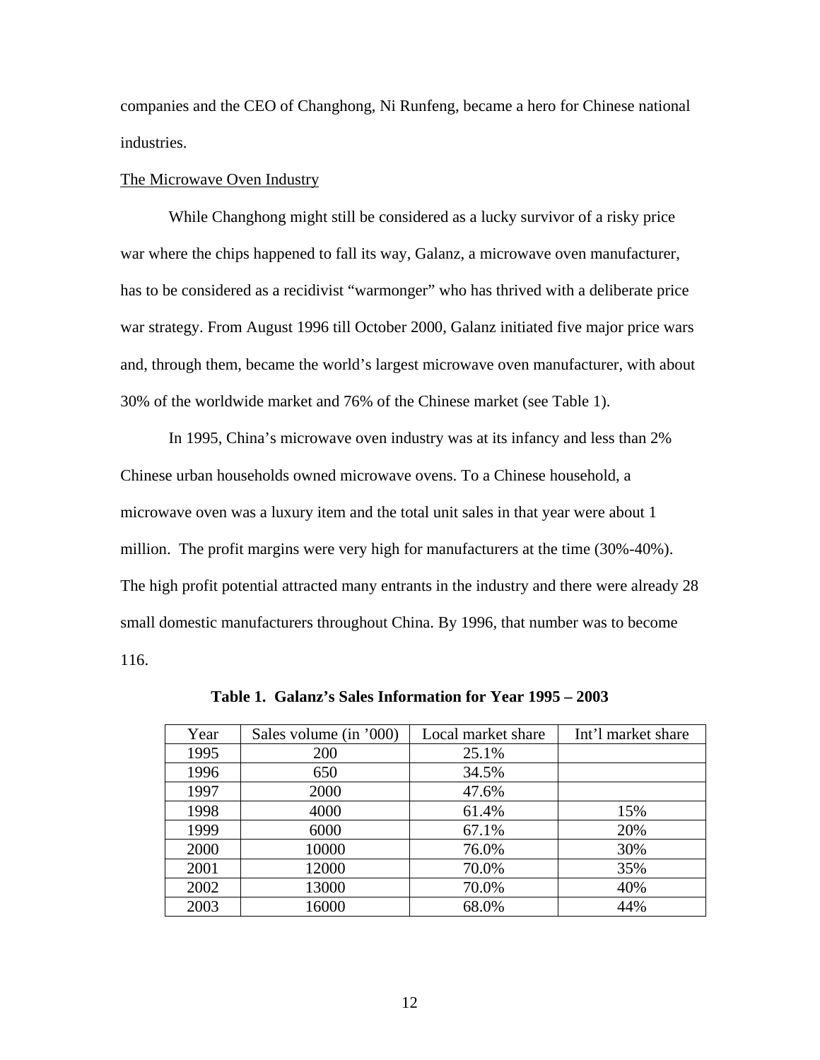companies and the CEO of Changhong, Ni Runfeng, became a hero for Chinese national industries.

## The Microwave Oven Industry

While Changhong might still be considered as a lucky survivor of a risky price war where the chips happened to fall its way, Galanz, a microwave oven manufacturer, has to be considered as a recidivist "warmonger" who has thrived with a deliberate price war strategy. From August 1996 till October 2000, Galanz initiated five major price wars and, through them, became the world's largest microwave oven manufacturer, with about 30% of the worldwide market and 76% of the Chinese market (see Table 1).

In 1995, China's microwave oven industry was at its infancy and less than 2% Chinese urban households owned microwave ovens. To a Chinese household, a microwave oven was a luxury item and the total unit sales in that year were about 1 million. The profit margins were very high for manufacturers at the time (30%-40%). The high profit potential attracted many entrants in the industry and there were already 28 small domestic manufacturers throughout China. By 1996, that number was to become 116.

**Table 1. Galanz's Sales Information for Year 1995 – 2003**

| Year | Sales volume (in '000) | Local market share | Int'l market share |
|---|---|---|---|
| 1995 | 200 | 25.1% | |
| 1996 | 650 | 34.5% | |
| 1997 | 2000 | 47.6% | |
| 1998 | 4000 | 61.4% | 15% |
| 1999 | 6000 | 67.1% | 20% |
| 2000 | 10000 | 76.0% | 30% |
| 2001 | 12000 | 70.0% | 35% |
| 2002 | 13000 | 70.0% | 40% |
| 2003 | 16000 | 68.0% | 44% |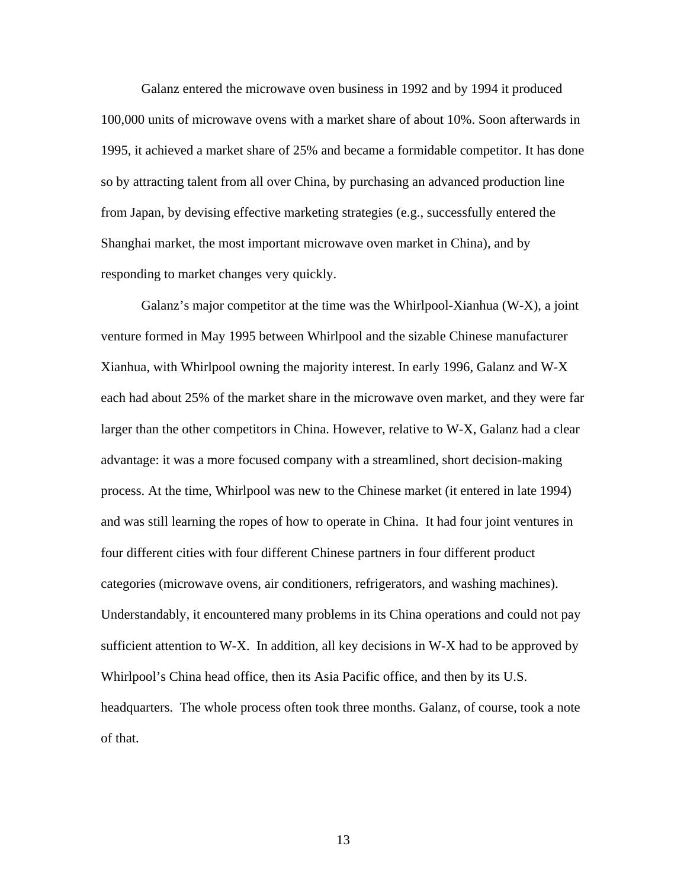Galanz entered the microwave oven business in 1992 and by 1994 it produced 100,000 units of microwave ovens with a market share of about 10%. Soon afterwards in 1995, it achieved a market share of 25% and became a formidable competitor. It has done so by attracting talent from all over China, by purchasing an advanced production line from Japan, by devising effective marketing strategies (e.g., successfully entered the Shanghai market, the most important microwave oven market in China), and by responding to market changes very quickly.

Galanz's major competitor at the time was the Whirlpool-Xianhua (W-X), a joint venture formed in May 1995 between Whirlpool and the sizable Chinese manufacturer Xianhua, with Whirlpool owning the majority interest. In early 1996, Galanz and W-X each had about 25% of the market share in the microwave oven market, and they were far larger than the other competitors in China. However, relative to W-X, Galanz had a clear advantage: it was a more focused company with a streamlined, short decision-making process. At the time, Whirlpool was new to the Chinese market (it entered in late 1994) and was still learning the ropes of how to operate in China. It had four joint ventures in four different cities with four different Chinese partners in four different product categories (microwave ovens, air conditioners, refrigerators, and washing machines). Understandably, it encountered many problems in its China operations and could not pay sufficient attention to W-X. In addition, all key decisions in W-X had to be approved by Whirlpool's China head office, then its Asia Pacific office, and then by its U.S. headquarters. The whole process often took three months. Galanz, of course, took a note of that.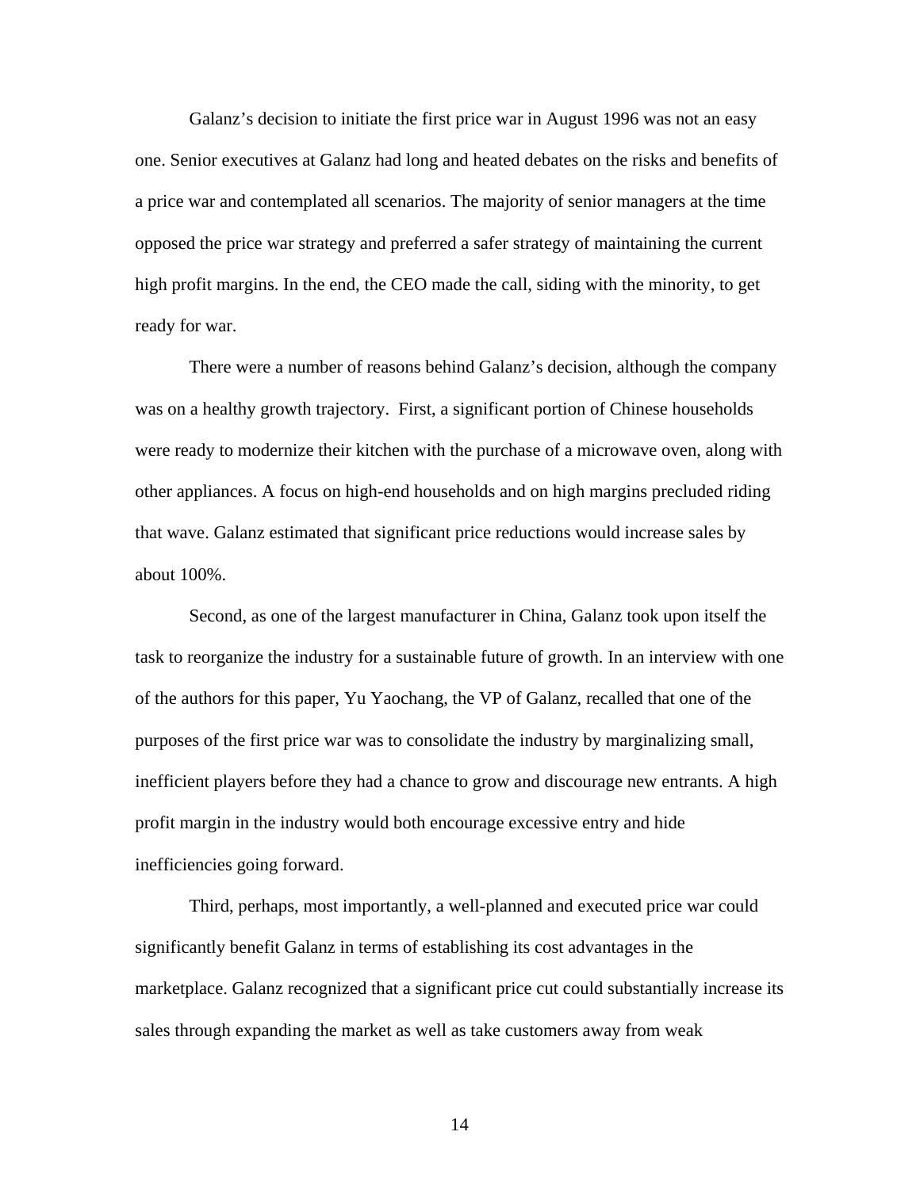Galanz's decision to initiate the first price war in August 1996 was not an easy one. Senior executives at Galanz had long and heated debates on the risks and benefits of a price war and contemplated all scenarios. The majority of senior managers at the time opposed the price war strategy and preferred a safer strategy of maintaining the current high profit margins. In the end, the CEO made the call, siding with the minority, to get ready for war.

There were a number of reasons behind Galanz's decision, although the company was on a healthy growth trajectory. First, a significant portion of Chinese households were ready to modernize their kitchen with the purchase of a microwave oven, along with other appliances. A focus on high-end households and on high margins precluded riding that wave. Galanz estimated that significant price reductions would increase sales by about 100%.

Second, as one of the largest manufacturer in China, Galanz took upon itself the task to reorganize the industry for a sustainable future of growth. In an interview with one of the authors for this paper, Yu Yaochang, the VP of Galanz, recalled that one of the purposes of the first price war was to consolidate the industry by marginalizing small, inefficient players before they had a chance to grow and discourage new entrants. A high profit margin in the industry would both encourage excessive entry and hide inefficiencies going forward.

Third, perhaps, most importantly, a well-planned and executed price war could significantly benefit Galanz in terms of establishing its cost advantages in the marketplace. Galanz recognized that a significant price cut could substantially increase its sales through expanding the market as well as take customers away from weak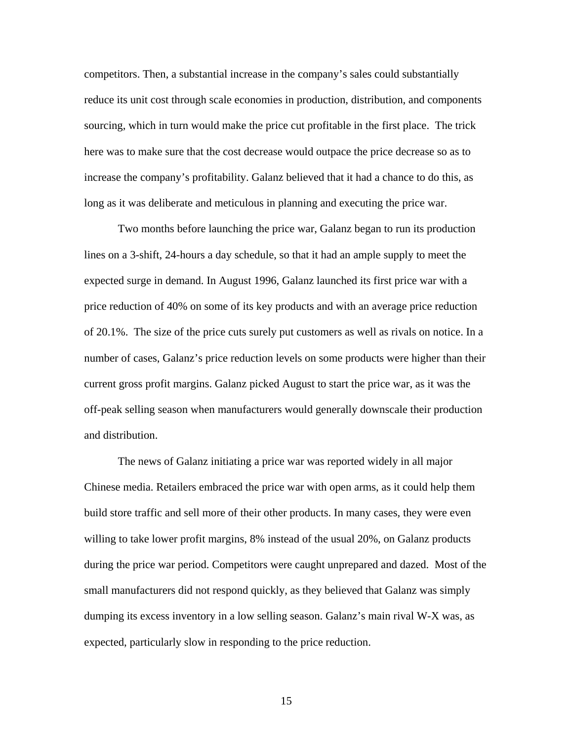competitors. Then, a substantial increase in the company's sales could substantially reduce its unit cost through scale economies in production, distribution, and components sourcing, which in turn would make the price cut profitable in the first place. The trick here was to make sure that the cost decrease would outpace the price decrease so as to increase the company's profitability. Galanz believed that it had a chance to do this, as long as it was deliberate and meticulous in planning and executing the price war.

Two months before launching the price war, Galanz began to run its production lines on a 3-shift, 24-hours a day schedule, so that it had an ample supply to meet the expected surge in demand. In August 1996, Galanz launched its first price war with a price reduction of 40% on some of its key products and with an average price reduction of 20.1%. The size of the price cuts surely put customers as well as rivals on notice. In a number of cases, Galanz's price reduction levels on some products were higher than their current gross profit margins. Galanz picked August to start the price war, as it was the off-peak selling season when manufacturers would generally downscale their production and distribution.

The news of Galanz initiating a price war was reported widely in all major Chinese media. Retailers embraced the price war with open arms, as it could help them build store traffic and sell more of their other products. In many cases, they were even willing to take lower profit margins, 8% instead of the usual 20%, on Galanz products during the price war period. Competitors were caught unprepared and dazed. Most of the small manufacturers did not respond quickly, as they believed that Galanz was simply dumping its excess inventory in a low selling season. Galanz's main rival W-X was, as expected, particularly slow in responding to the price reduction.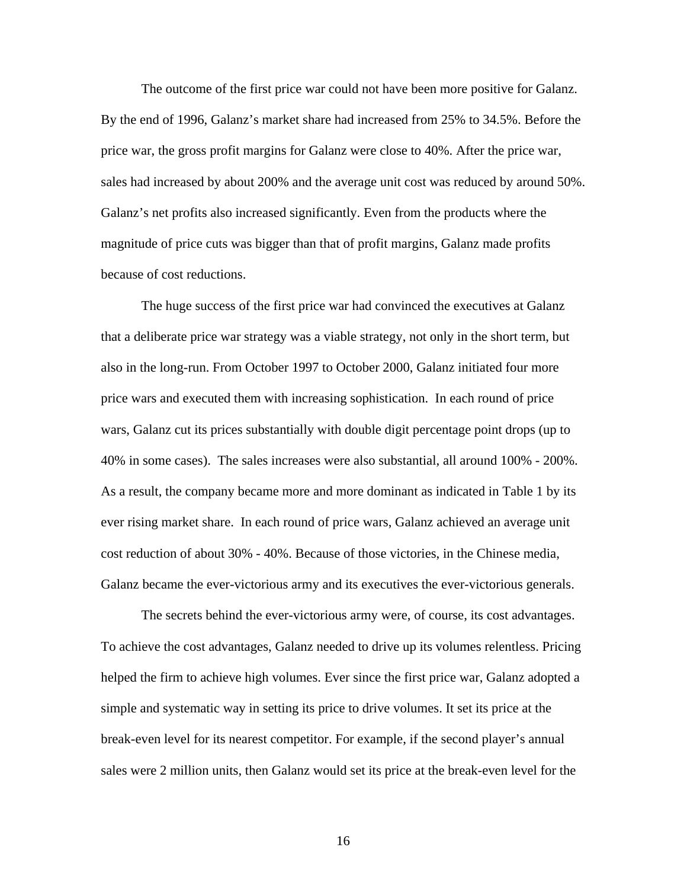The outcome of the first price war could not have been more positive for Galanz. By the end of 1996, Galanz's market share had increased from 25% to 34.5%. Before the price war, the gross profit margins for Galanz were close to 40%. After the price war, sales had increased by about 200% and the average unit cost was reduced by around 50%. Galanz's net profits also increased significantly. Even from the products where the magnitude of price cuts was bigger than that of profit margins, Galanz made profits because of cost reductions.

The huge success of the first price war had convinced the executives at Galanz that a deliberate price war strategy was a viable strategy, not only in the short term, but also in the long-run. From October 1997 to October 2000, Galanz initiated four more price wars and executed them with increasing sophistication. In each round of price wars, Galanz cut its prices substantially with double digit percentage point drops (up to 40% in some cases). The sales increases were also substantial, all around 100% - 200%. As a result, the company became more and more dominant as indicated in Table 1 by its ever rising market share. In each round of price wars, Galanz achieved an average unit cost reduction of about 30% - 40%. Because of those victories, in the Chinese media, Galanz became the ever-victorious army and its executives the ever-victorious generals.

The secrets behind the ever-victorious army were, of course, its cost advantages. To achieve the cost advantages, Galanz needed to drive up its volumes relentless. Pricing helped the firm to achieve high volumes. Ever since the first price war, Galanz adopted a simple and systematic way in setting its price to drive volumes. It set its price at the break-even level for its nearest competitor. For example, if the second player's annual sales were 2 million units, then Galanz would set its price at the break-even level for the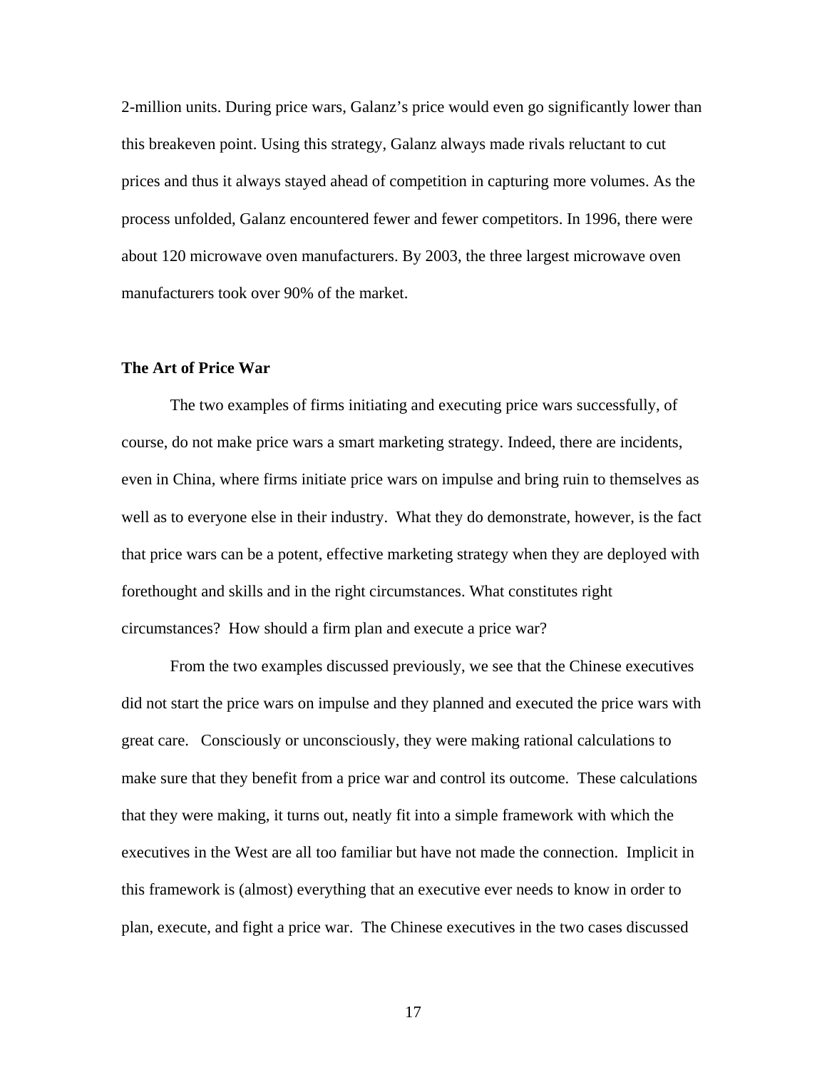2-million units. During price wars, Galanz's price would even go significantly lower than this breakeven point. Using this strategy, Galanz always made rivals reluctant to cut prices and thus it always stayed ahead of competition in capturing more volumes. As the process unfolded, Galanz encountered fewer and fewer competitors. In 1996, there were about 120 microwave oven manufacturers. By 2003, the three largest microwave oven manufacturers took over 90% of the market.

**The Art of Price War**

The two examples of firms initiating and executing price wars successfully, of course, do not make price wars a smart marketing strategy. Indeed, there are incidents, even in China, where firms initiate price wars on impulse and bring ruin to themselves as well as to everyone else in their industry. What they do demonstrate, however, is the fact that price wars can be a potent, effective marketing strategy when they are deployed with forethought and skills and in the right circumstances. What constitutes right circumstances? How should a firm plan and execute a price war?

From the two examples discussed previously, we see that the Chinese executives did not start the price wars on impulse and they planned and executed the price wars with great care. Consciously or unconsciously, they were making rational calculations to make sure that they benefit from a price war and control its outcome. These calculations that they were making, it turns out, neatly fit into a simple framework with which the executives in the West are all too familiar but have not made the connection. Implicit in this framework is (almost) everything that an executive ever needs to know in order to plan, execute, and fight a price war. The Chinese executives in the two cases discussed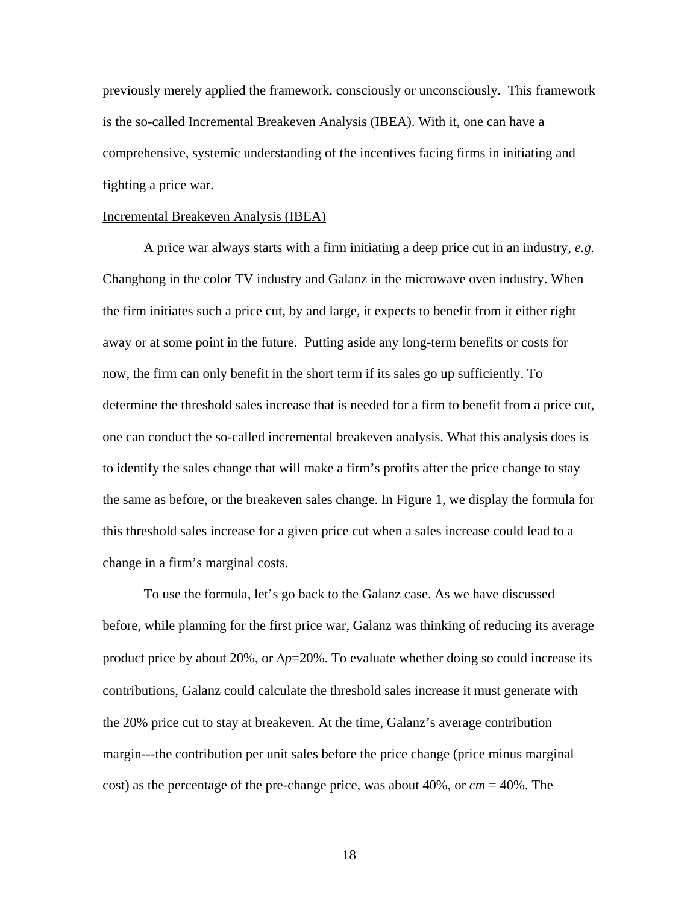previously merely applied the framework, consciously or unconsciously. This framework is the so-called Incremental Breakeven Analysis (IBEA). With it, one can have a comprehensive, systemic understanding of the incentives facing firms in initiating and fighting a price war.

Incremental Breakeven Analysis (IBEA)

A price war always starts with a firm initiating a deep price cut in an industry, *e.g.* Changhong in the color TV industry and Galanz in the microwave oven industry. When the firm initiates such a price cut, by and large, it expects to benefit from it either right away or at some point in the future. Putting aside any long-term benefits or costs for now, the firm can only benefit in the short term if its sales go up sufficiently. To determine the threshold sales increase that is needed for a firm to benefit from a price cut, one can conduct the so-called incremental breakeven analysis. What this analysis does is to identify the sales change that will make a firm's profits after the price change to stay the same as before, or the breakeven sales change. In Figure 1, we display the formula for this threshold sales increase for a given price cut when a sales increase could lead to a change in a firm's marginal costs.

To use the formula, let's go back to the Galanz case. As we have discussed before, while planning for the first price war, Galanz was thinking of reducing its average product price by about 20%, or $\Delta p$=20%. To evaluate whether doing so could increase its contributions, Galanz could calculate the threshold sales increase it must generate with the 20% price cut to stay at breakeven. At the time, Galanz's average contribution margin---the contribution per unit sales before the price change (price minus marginal cost) as the percentage of the pre-change price, was about 40%, or $cm$ = 40%. The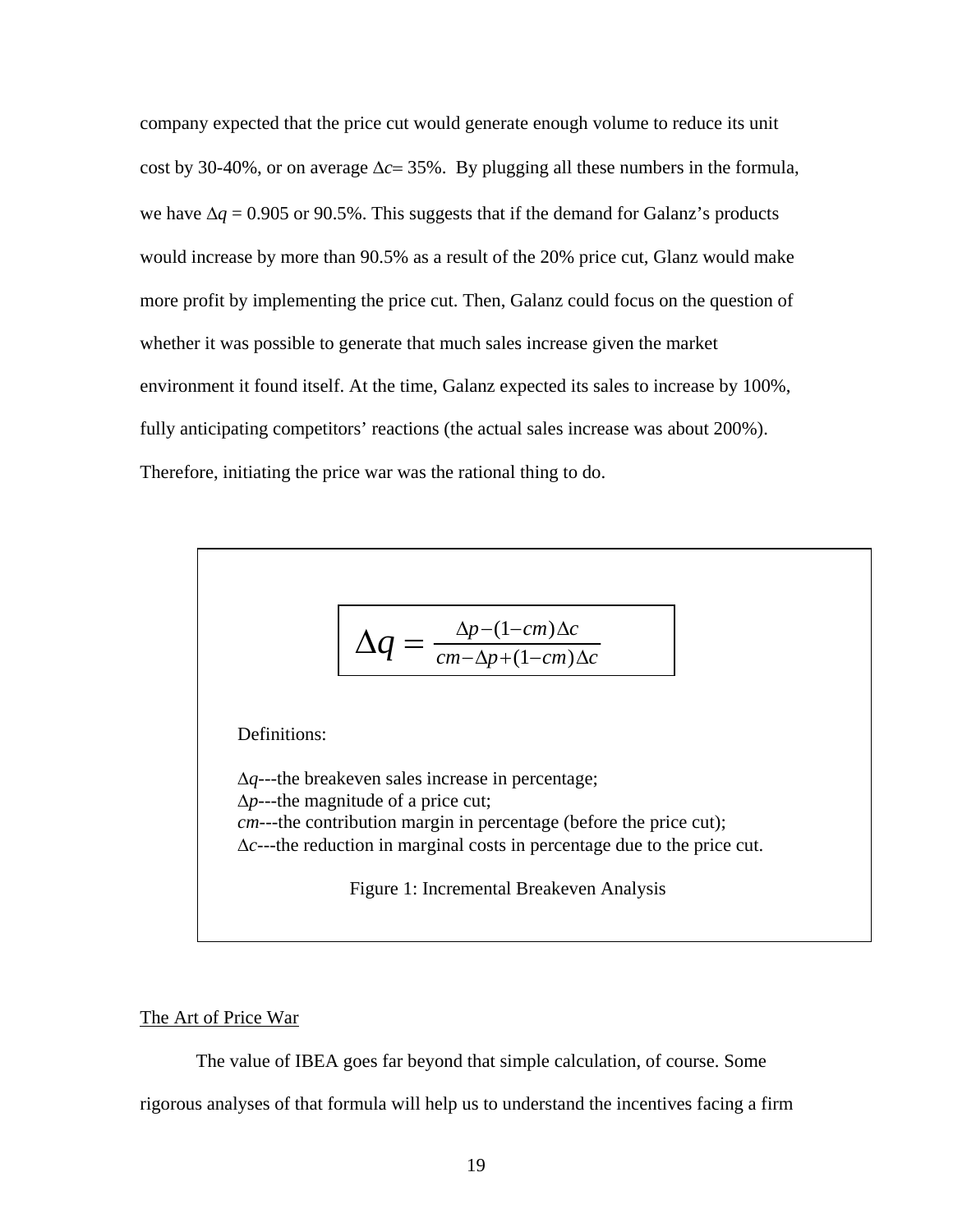company expected that the price cut would generate enough volume to reduce its unit cost by 30-40%, or on average $\Delta c$= 35%. By plugging all these numbers in the formula, we have $\Delta q$ = 0.905 or 90.5%. This suggests that if the demand for Galanz's products would increase by more than 90.5% as a result of the 20% price cut, Glanz would make more profit by implementing the price cut. Then, Galanz could focus on the question of whether it was possible to generate that much sales increase given the market environment it found itself. At the time, Galanz expected its sales to increase by 100%, fully anticipating competitors' reactions (the actual sales increase was about 200%). Therefore, initiating the price war was the rational thing to do.

$$\Delta q = \frac{\Delta p - (1 - cm)\Delta c}{cm - \Delta p + (1 - cm)\Delta c}$$

Definitions:

$\Delta q$---the breakeven sales increase in percentage;
$\Delta p$---the magnitude of a price cut;
*cm*---the contribution margin in percentage (before the price cut);
$\Delta c$---the reduction in marginal costs in percentage due to the price cut.

Figure 1: Incremental Breakeven Analysis

## The Art of Price War

The value of IBEA goes far beyond that simple calculation, of course. Some rigorous analyses of that formula will help us to understand the incentives facing a firm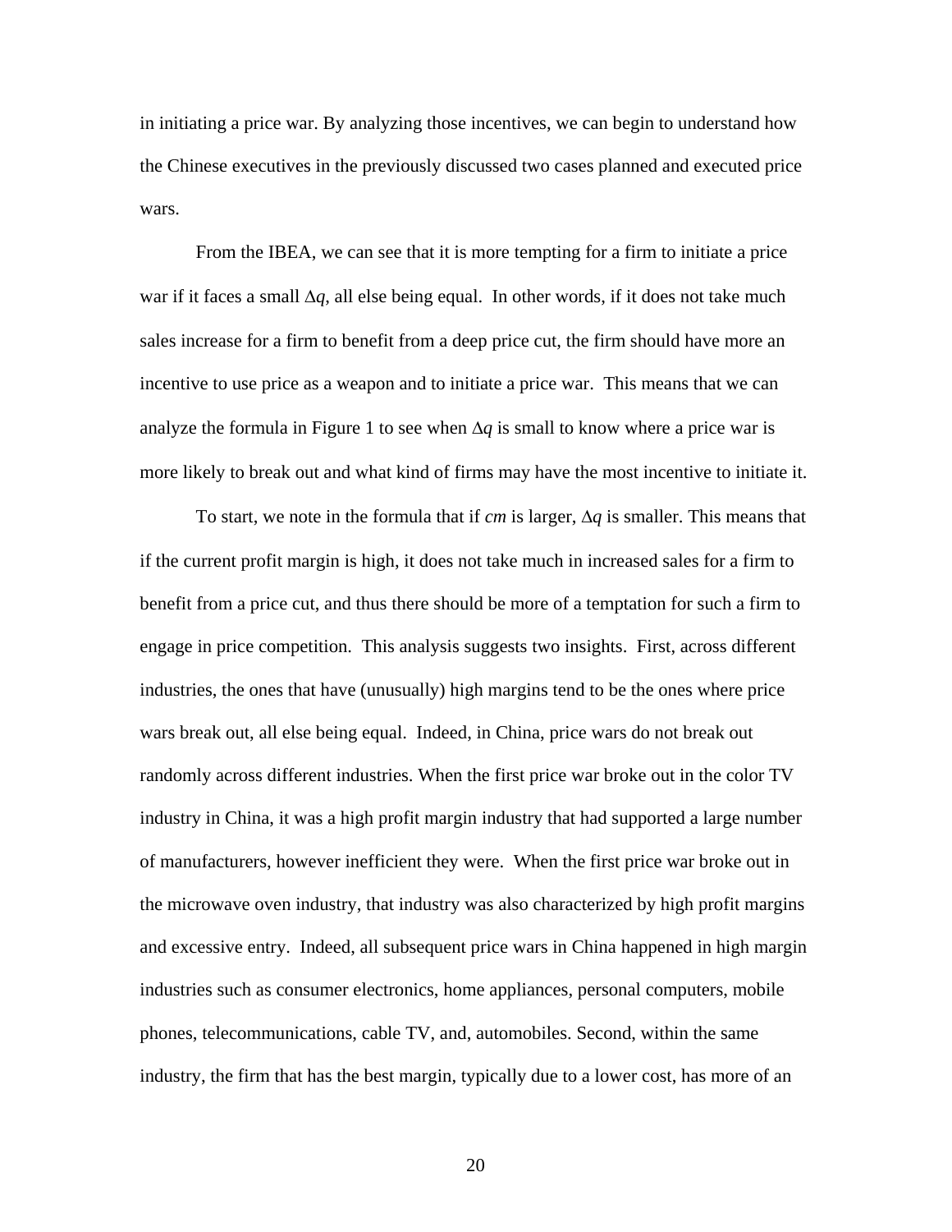in initiating a price war. By analyzing those incentives, we can begin to understand how the Chinese executives in the previously discussed two cases planned and executed price wars.

From the IBEA, we can see that it is more tempting for a firm to initiate a price war if it faces a small $\Delta q$, all else being equal. In other words, if it does not take much sales increase for a firm to benefit from a deep price cut, the firm should have more an incentive to use price as a weapon and to initiate a price war. This means that we can analyze the formula in Figure 1 to see when $\Delta q$ is small to know where a price war is more likely to break out and what kind of firms may have the most incentive to initiate it.

To start, we note in the formula that if $cm$ is larger, $\Delta q$ is smaller. This means that if the current profit margin is high, it does not take much in increased sales for a firm to benefit from a price cut, and thus there should be more of a temptation for such a firm to engage in price competition. This analysis suggests two insights. First, across different industries, the ones that have (unusually) high margins tend to be the ones where price wars break out, all else being equal. Indeed, in China, price wars do not break out randomly across different industries. When the first price war broke out in the color TV industry in China, it was a high profit margin industry that had supported a large number of manufacturers, however inefficient they were. When the first price war broke out in the microwave oven industry, that industry was also characterized by high profit margins and excessive entry. Indeed, all subsequent price wars in China happened in high margin industries such as consumer electronics, home appliances, personal computers, mobile phones, telecommunications, cable TV, and, automobiles. Second, within the same industry, the firm that has the best margin, typically due to a lower cost, has more of an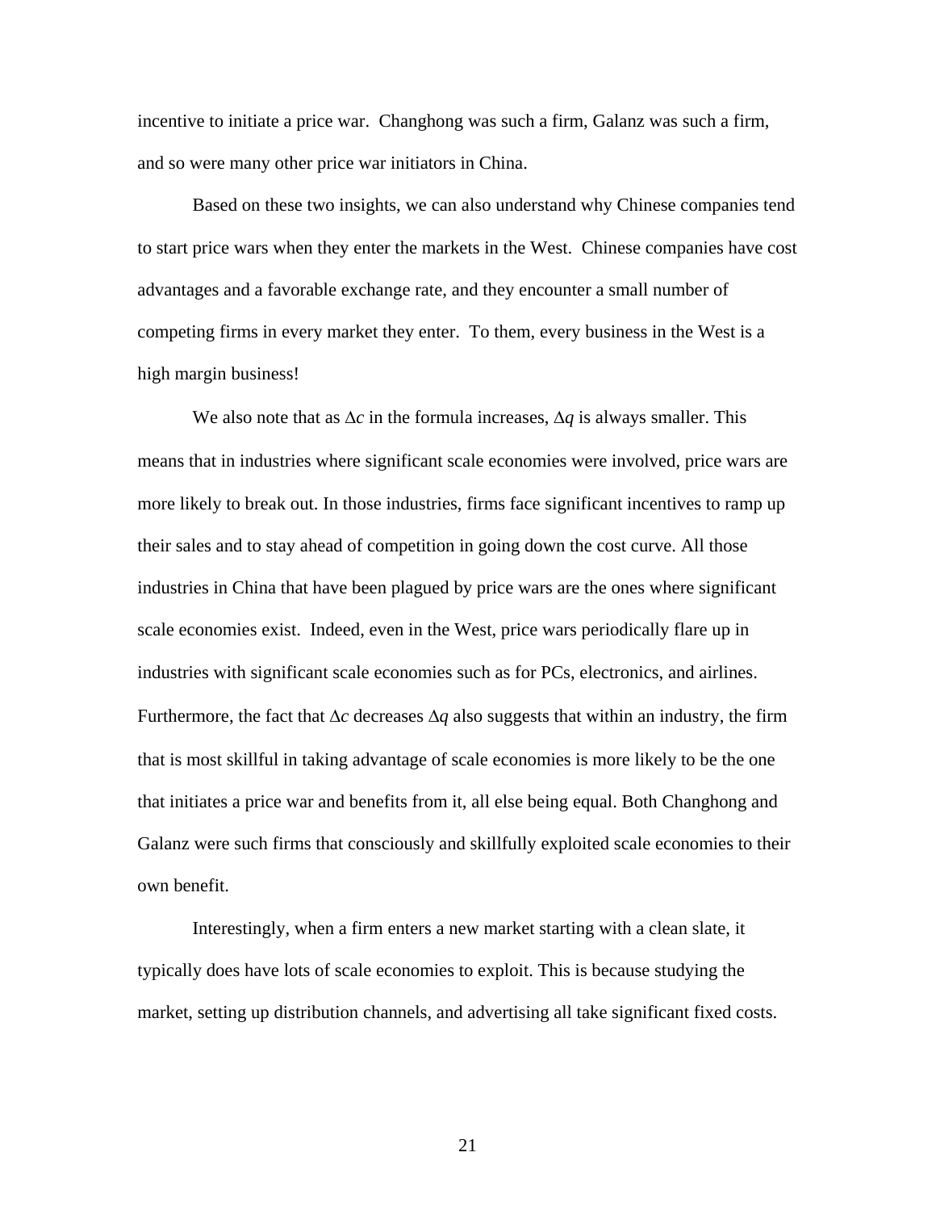incentive to initiate a price war. Changhong was such a firm, Galanz was such a firm, and so were many other price war initiators in China.

Based on these two insights, we can also understand why Chinese companies tend to start price wars when they enter the markets in the West. Chinese companies have cost advantages and a favorable exchange rate, and they encounter a small number of competing firms in every market they enter. To them, every business in the West is a high margin business!

We also note that as $\Delta c$ in the formula increases, $\Delta q$ is always smaller. This means that in industries where significant scale economies were involved, price wars are more likely to break out. In those industries, firms face significant incentives to ramp up their sales and to stay ahead of competition in going down the cost curve. All those industries in China that have been plagued by price wars are the ones where significant scale economies exist. Indeed, even in the West, price wars periodically flare up in industries with significant scale economies such as for PCs, electronics, and airlines. Furthermore, the fact that $\Delta c$ decreases $\Delta q$ also suggests that within an industry, the firm that is most skillful in taking advantage of scale economies is more likely to be the one that initiates a price war and benefits from it, all else being equal. Both Changhong and Galanz were such firms that consciously and skillfully exploited scale economies to their own benefit.

Interestingly, when a firm enters a new market starting with a clean slate, it typically does have lots of scale economies to exploit. This is because studying the market, setting up distribution channels, and advertising all take significant fixed costs.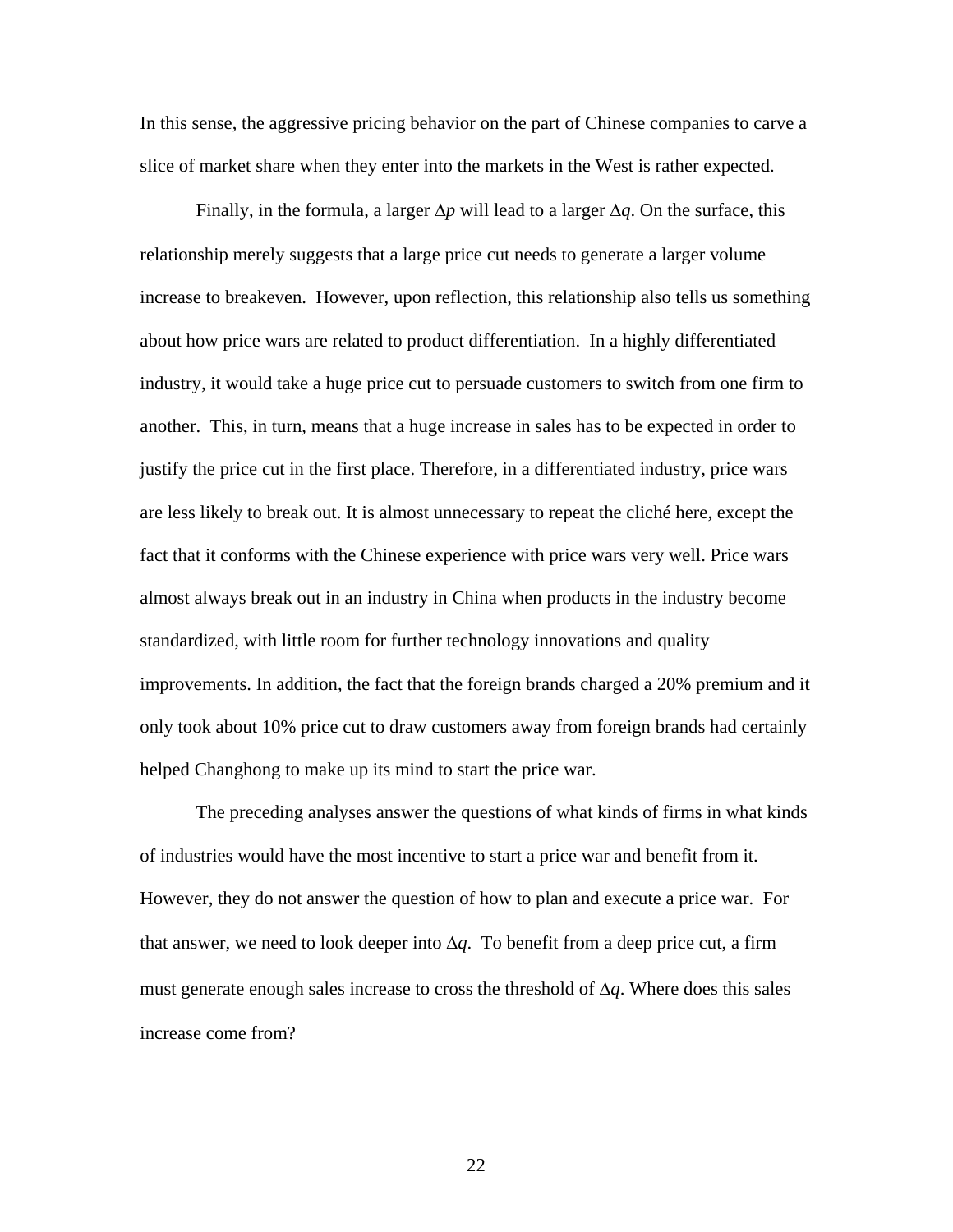In this sense, the aggressive pricing behavior on the part of Chinese companies to carve a slice of market share when they enter into the markets in the West is rather expected.

Finally, in the formula, a larger $\Delta p$ will lead to a larger $\Delta q$. On the surface, this relationship merely suggests that a large price cut needs to generate a larger volume increase to breakeven. However, upon reflection, this relationship also tells us something about how price wars are related to product differentiation. In a highly differentiated industry, it would take a huge price cut to persuade customers to switch from one firm to another. This, in turn, means that a huge increase in sales has to be expected in order to justify the price cut in the first place. Therefore, in a differentiated industry, price wars are less likely to break out. It is almost unnecessary to repeat the cliché here, except the fact that it conforms with the Chinese experience with price wars very well. Price wars almost always break out in an industry in China when products in the industry become standardized, with little room for further technology innovations and quality improvements. In addition, the fact that the foreign brands charged a 20% premium and it only took about 10% price cut to draw customers away from foreign brands had certainly helped Changhong to make up its mind to start the price war.

The preceding analyses answer the questions of what kinds of firms in what kinds of industries would have the most incentive to start a price war and benefit from it. However, they do not answer the question of how to plan and execute a price war. For that answer, we need to look deeper into $\Delta q$. To benefit from a deep price cut, a firm must generate enough sales increase to cross the threshold of $\Delta q$. Where does this sales increase come from?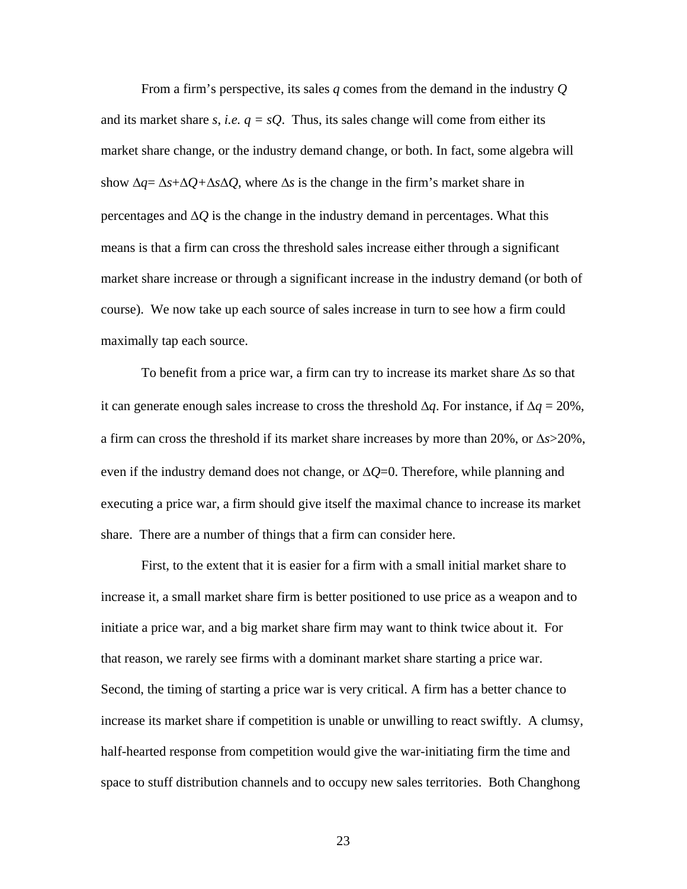From a firm's perspective, its sales $q$ comes from the demand in the industry $Q$ and its market share $s$, *i.e.* $q = sQ$. Thus, its sales change will come from either its market share change, or the industry demand change, or both. In fact, some algebra will show $\Delta q = \Delta s + \Delta Q + \Delta s \Delta Q$, where $\Delta s$ is the change in the firm's market share in percentages and $\Delta Q$ is the change in the industry demand in percentages. What this means is that a firm can cross the threshold sales increase either through a significant market share increase or through a significant increase in the industry demand (or both of course). We now take up each source of sales increase in turn to see how a firm could maximally tap each source.

To benefit from a price war, a firm can try to increase its market share $\Delta s$ so that it can generate enough sales increase to cross the threshold $\Delta q$. For instance, if $\Delta q = 20\%$, a firm can cross the threshold if its market share increases by more than 20%, or $\Delta s > 20\%$, even if the industry demand does not change, or $\Delta Q = 0$. Therefore, while planning and executing a price war, a firm should give itself the maximal chance to increase its market share. There are a number of things that a firm can consider here.

First, to the extent that it is easier for a firm with a small initial market share to increase it, a small market share firm is better positioned to use price as a weapon and to initiate a price war, and a big market share firm may want to think twice about it. For that reason, we rarely see firms with a dominant market share starting a price war. Second, the timing of starting a price war is very critical. A firm has a better chance to increase its market share if competition is unable or unwilling to react swiftly. A clumsy, half-hearted response from competition would give the war-initiating firm the time and space to stuff distribution channels and to occupy new sales territories. Both Changhong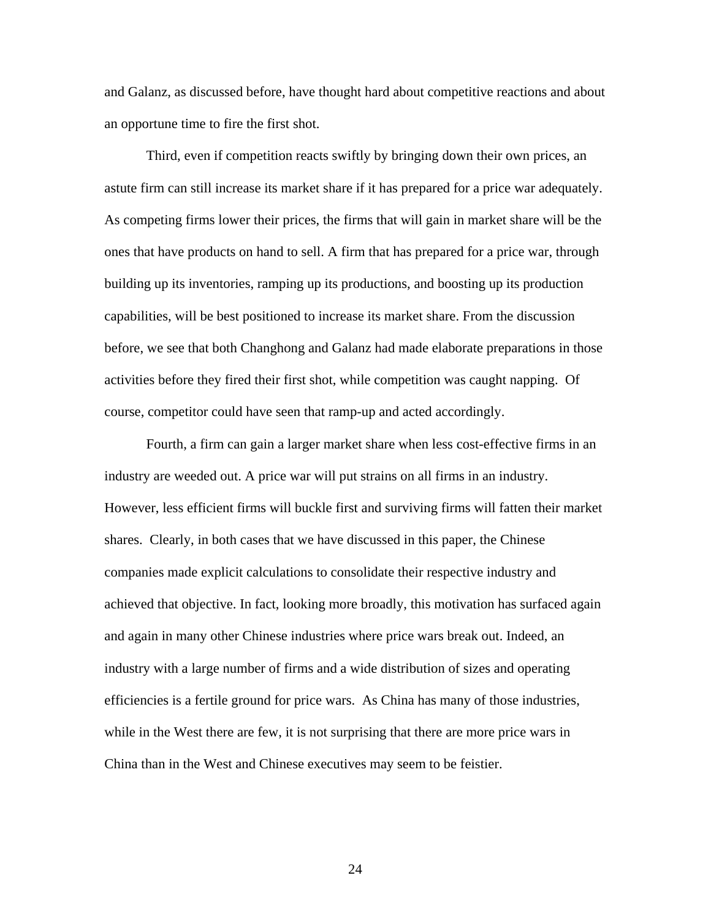and Galanz, as discussed before, have thought hard about competitive reactions and about an opportune time to fire the first shot.

Third, even if competition reacts swiftly by bringing down their own prices, an astute firm can still increase its market share if it has prepared for a price war adequately. As competing firms lower their prices, the firms that will gain in market share will be the ones that have products on hand to sell. A firm that has prepared for a price war, through building up its inventories, ramping up its productions, and boosting up its production capabilities, will be best positioned to increase its market share. From the discussion before, we see that both Changhong and Galanz had made elaborate preparations in those activities before they fired their first shot, while competition was caught napping. Of course, competitor could have seen that ramp-up and acted accordingly.

Fourth, a firm can gain a larger market share when less cost-effective firms in an industry are weeded out. A price war will put strains on all firms in an industry. However, less efficient firms will buckle first and surviving firms will fatten their market shares. Clearly, in both cases that we have discussed in this paper, the Chinese companies made explicit calculations to consolidate their respective industry and achieved that objective. In fact, looking more broadly, this motivation has surfaced again and again in many other Chinese industries where price wars break out. Indeed, an industry with a large number of firms and a wide distribution of sizes and operating efficiencies is a fertile ground for price wars. As China has many of those industries, while in the West there are few, it is not surprising that there are more price wars in China than in the West and Chinese executives may seem to be feistier.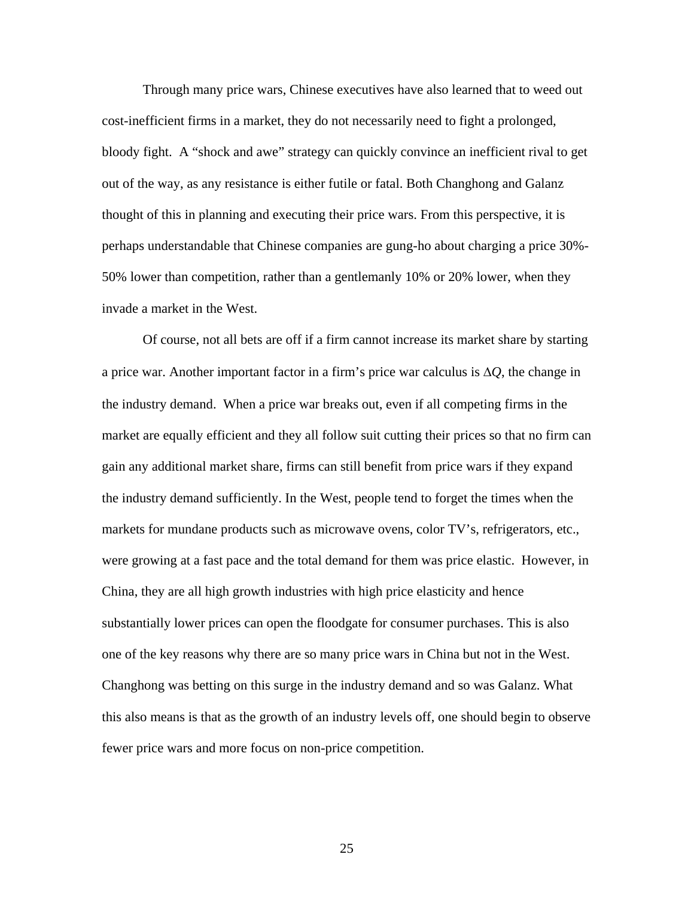Through many price wars, Chinese executives have also learned that to weed out cost-inefficient firms in a market, they do not necessarily need to fight a prolonged, bloody fight. A "shock and awe" strategy can quickly convince an inefficient rival to get out of the way, as any resistance is either futile or fatal. Both Changhong and Galanz thought of this in planning and executing their price wars. From this perspective, it is perhaps understandable that Chinese companies are gung-ho about charging a price 30%-50% lower than competition, rather than a gentlemanly 10% or 20% lower, when they invade a market in the West.

Of course, not all bets are off if a firm cannot increase its market share by starting a price war. Another important factor in a firm's price war calculus is $\Delta Q$, the change in the industry demand. When a price war breaks out, even if all competing firms in the market are equally efficient and they all follow suit cutting their prices so that no firm can gain any additional market share, firms can still benefit from price wars if they expand the industry demand sufficiently. In the West, people tend to forget the times when the markets for mundane products such as microwave ovens, color TV's, refrigerators, etc., were growing at a fast pace and the total demand for them was price elastic. However, in China, they are all high growth industries with high price elasticity and hence substantially lower prices can open the floodgate for consumer purchases. This is also one of the key reasons why there are so many price wars in China but not in the West. Changhong was betting on this surge in the industry demand and so was Galanz. What this also means is that as the growth of an industry levels off, one should begin to observe fewer price wars and more focus on non-price competition.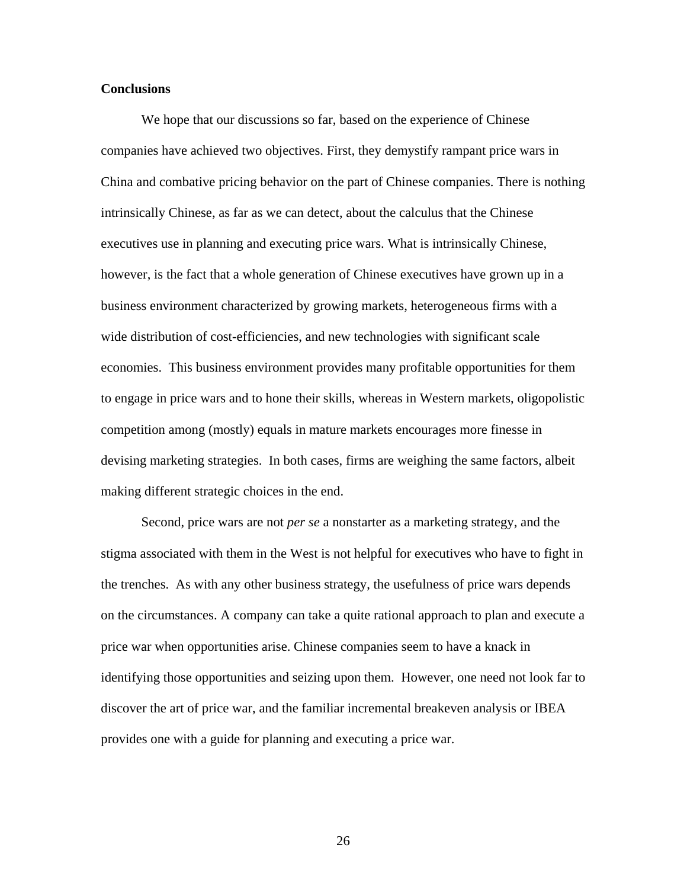**Conclusions**

We hope that our discussions so far, based on the experience of Chinese companies have achieved two objectives. First, they demystify rampant price wars in China and combative pricing behavior on the part of Chinese companies. There is nothing intrinsically Chinese, as far as we can detect, about the calculus that the Chinese executives use in planning and executing price wars. What is intrinsically Chinese, however, is the fact that a whole generation of Chinese executives have grown up in a business environment characterized by growing markets, heterogeneous firms with a wide distribution of cost-efficiencies, and new technologies with significant scale economies. This business environment provides many profitable opportunities for them to engage in price wars and to hone their skills, whereas in Western markets, oligopolistic competition among (mostly) equals in mature markets encourages more finesse in devising marketing strategies. In both cases, firms are weighing the same factors, albeit making different strategic choices in the end.

Second, price wars are not *per se* a nonstarter as a marketing strategy, and the stigma associated with them in the West is not helpful for executives who have to fight in the trenches. As with any other business strategy, the usefulness of price wars depends on the circumstances. A company can take a quite rational approach to plan and execute a price war when opportunities arise. Chinese companies seem to have a knack in identifying those opportunities and seizing upon them. However, one need not look far to discover the art of price war, and the familiar incremental breakeven analysis or IBEA provides one with a guide for planning and executing a price war.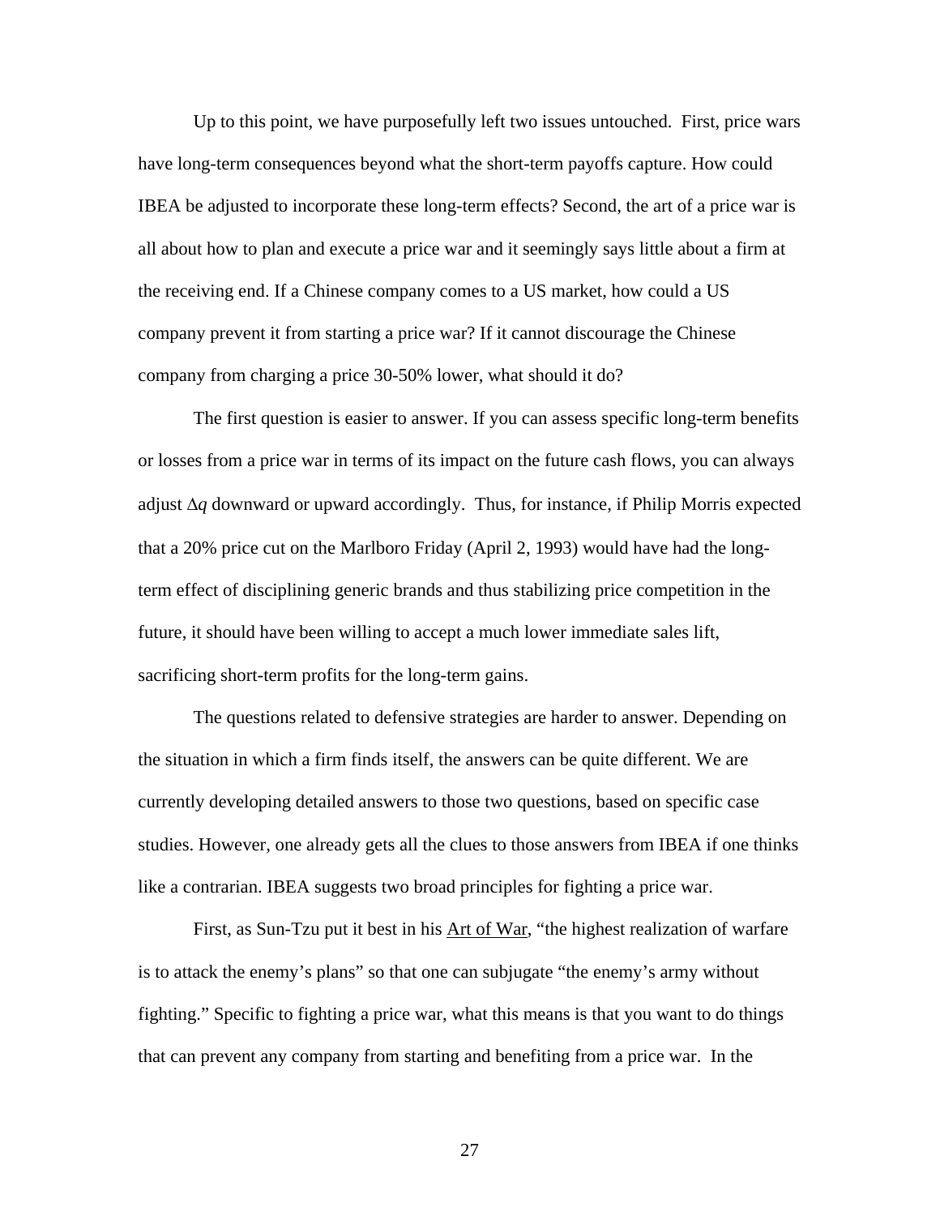Up to this point, we have purposefully left two issues untouched. First, price wars have long-term consequences beyond what the short-term payoffs capture. How could IBEA be adjusted to incorporate these long-term effects? Second, the art of a price war is all about how to plan and execute a price war and it seemingly says little about a firm at the receiving end. If a Chinese company comes to a US market, how could a US company prevent it from starting a price war? If it cannot discourage the Chinese company from charging a price 30-50% lower, what should it do?

The first question is easier to answer. If you can assess specific long-term benefits or losses from a price war in terms of its impact on the future cash flows, you can always adjust $\Delta q$ downward or upward accordingly. Thus, for instance, if Philip Morris expected that a 20% price cut on the Marlboro Friday (April 2, 1993) would have had the long-term effect of disciplining generic brands and thus stabilizing price competition in the future, it should have been willing to accept a much lower immediate sales lift, sacrificing short-term profits for the long-term gains.

The questions related to defensive strategies are harder to answer. Depending on the situation in which a firm finds itself, the answers can be quite different. We are currently developing detailed answers to those two questions, based on specific case studies. However, one already gets all the clues to those answers from IBEA if one thinks like a contrarian. IBEA suggests two broad principles for fighting a price war.

First, as Sun-Tzu put it best in his Art of War, "the highest realization of warfare is to attack the enemy's plans" so that one can subjugate "the enemy's army without fighting." Specific to fighting a price war, what this means is that you want to do things that can prevent any company from starting and benefiting from a price war. In the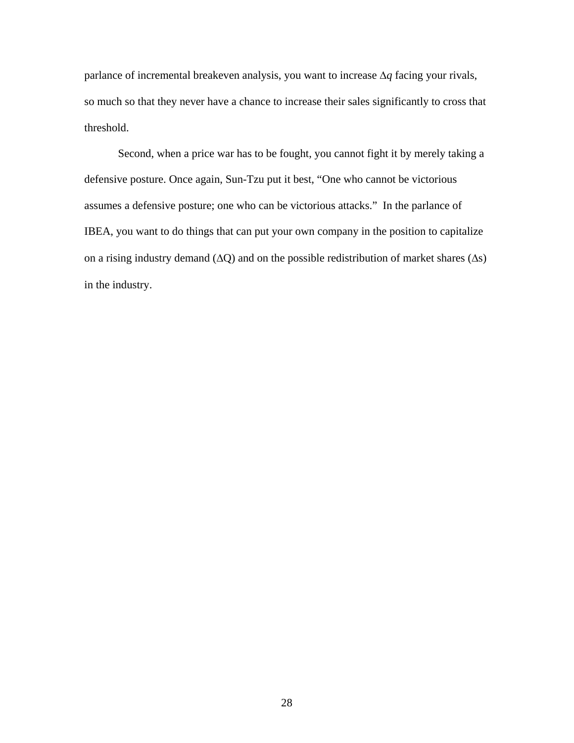parlance of incremental breakeven analysis, you want to increase $\Delta q$ facing your rivals, so much so that they never have a chance to increase their sales significantly to cross that threshold.

Second, when a price war has to be fought, you cannot fight it by merely taking a defensive posture. Once again, Sun-Tzu put it best, "One who cannot be victorious assumes a defensive posture; one who can be victorious attacks." In the parlance of IBEA, you want to do things that can put your own company in the position to capitalize on a rising industry demand ($\Delta$Q) and on the possible redistribution of market shares ($\Delta$s) in the industry.